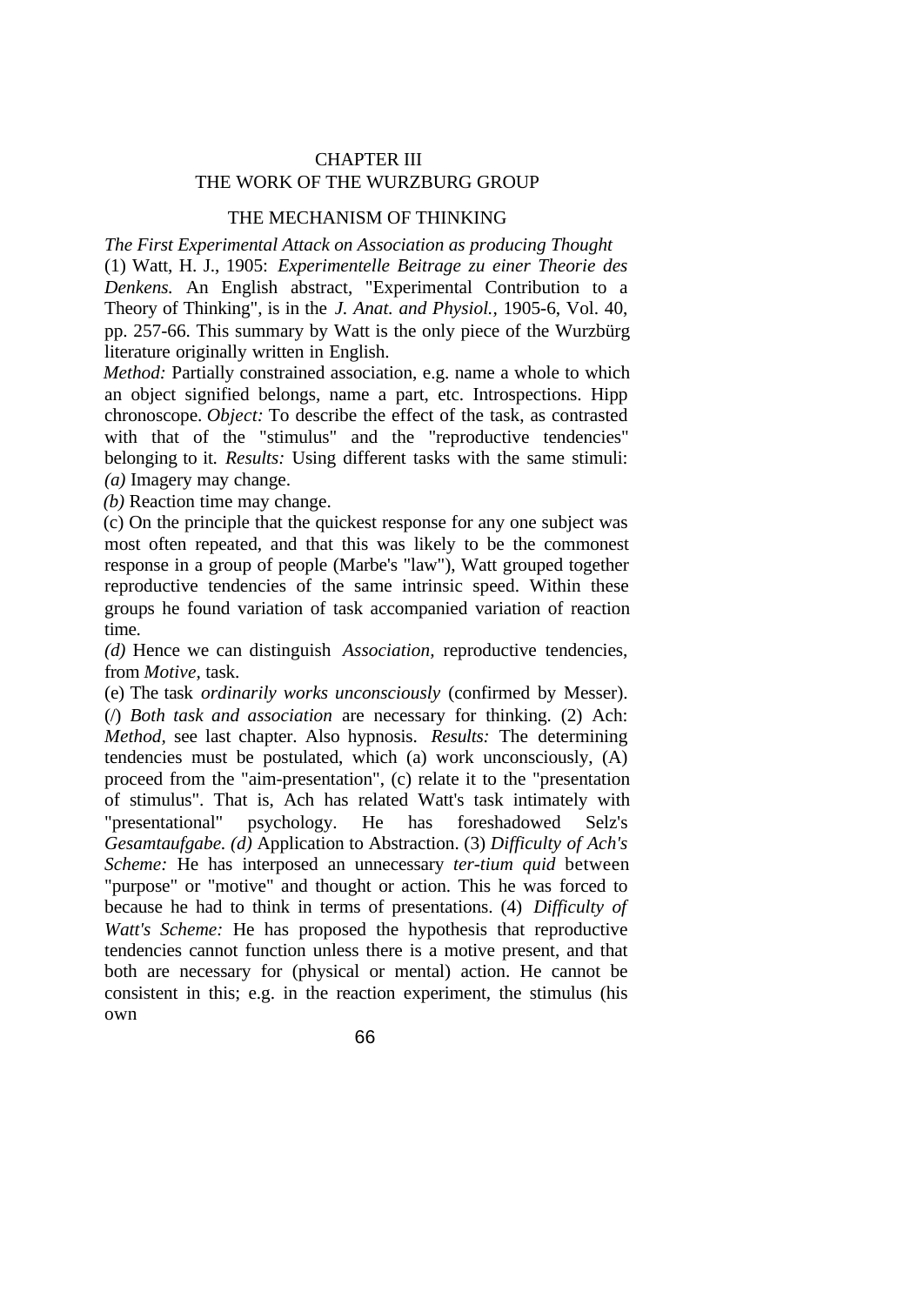# CHAPTER III
# THE WORK OF THE WURZBURG GROUP

## THE MECHANISM OF THINKING

*The First Experimental Attack on Association as producing Thought*

(1) Watt, H. J., 1905: *Experimentelle Beitrage zu einer Theorie des Denkens.* An English abstract, "Experimental Contribution to a Theory of Thinking", is in the *J. Anat. and Physiol.*, 1905-6, Vol. 40, pp. 257-66. This summary by Watt is the only piece of the Wurzbürg literature originally written in English.

*Method:* Partially constrained association, e.g. name a whole to which an object signified belongs, name a part, etc. Introspections. Hipp chronoscope. *Object:* To describe the effect of the task, as contrasted with that of the "stimulus" and the "reproductive tendencies" belonging to it. *Results:* Using different tasks with the same stimuli:

*(a)* Imagery may change.

*(b)* Reaction time may change.

(c) On the principle that the quickest response for any one subject was most often repeated, and that this was likely to be the commonest response in a group of people (Marbe's "law"), Watt grouped together reproductive tendencies of the same intrinsic speed. Within these groups he found variation of task accompanied variation of reaction time.

*(d)* Hence we can distinguish *Association,* reproductive tendencies, from *Motive,* task.

(e) The task *ordinarily works unconsciously* (confirmed by Messer). (/) *Both task and association* are necessary for thinking. (2) Ach: *Method,* see last chapter. Also hypnosis. *Results:* The determining tendencies must be postulated, which (a) work unconsciously, (A) proceed from the "aim-presentation", (c) relate it to the "presentation of stimulus". That is, Ach has related Watt's task intimately with "presentational" psychology. He has foreshadowed Selz's *Gesamtaufgabe. (d)* Application to Abstraction. (3) *Difficulty of Ach's Scheme:* He has interposed an unnecessary *ter-tium quid* between "purpose" or "motive" and thought or action. This he was forced to because he had to think in terms of presentations. (4) *Difficulty of Watt's Scheme:* He has proposed the hypothesis that reproductive tendencies cannot function unless there is a motive present, and that both are necessary for (physical or mental) action. He cannot be consistent in this; e.g. in the reaction experiment, the stimulus (his own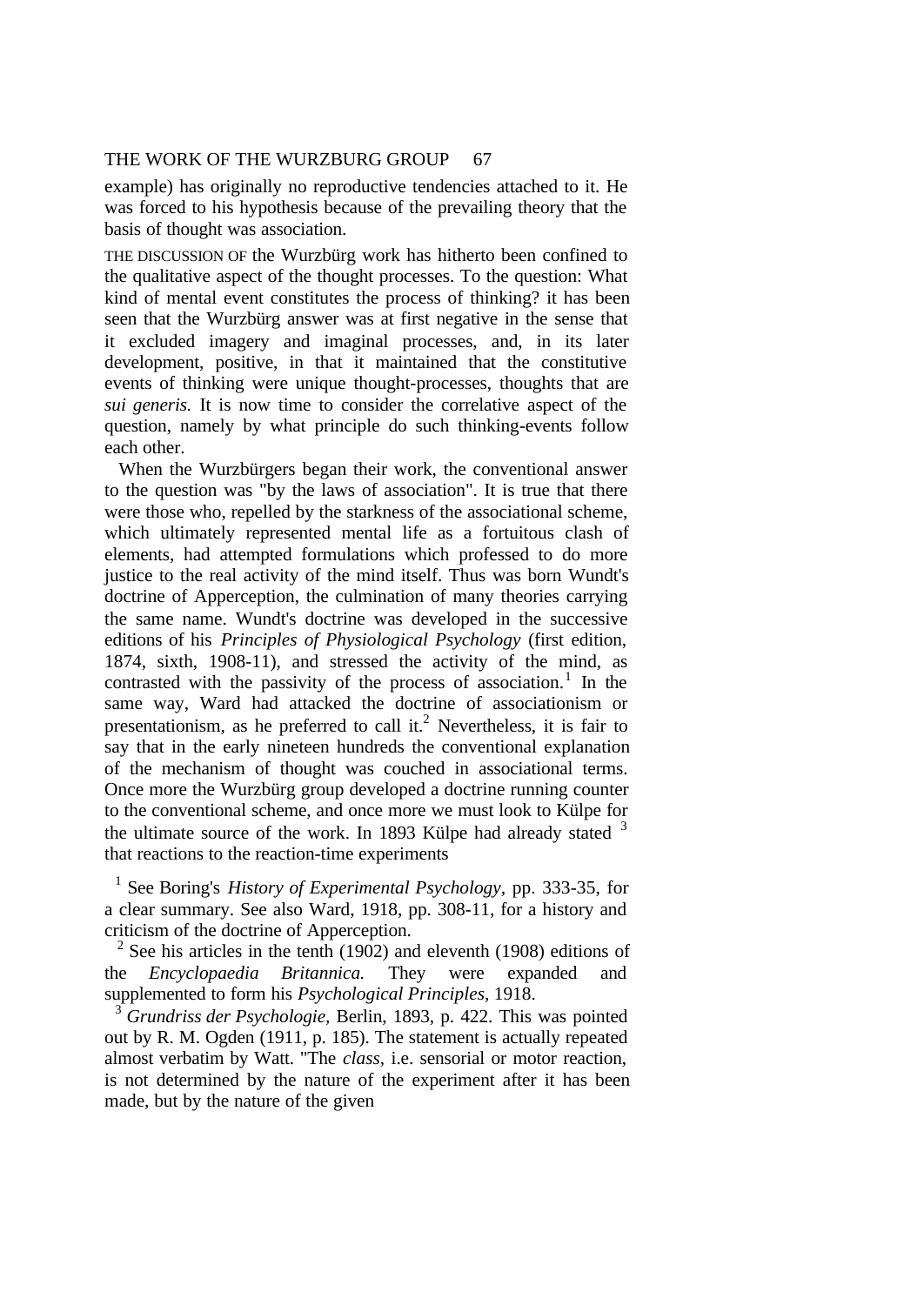example) has originally no reproductive tendencies attached to it. He was forced to his hypothesis because of the prevailing theory that the basis of thought was association.

THE DISCUSSION OF the Wurzbürg work has hitherto been confined to the qualitative aspect of the thought processes. To the question: What kind of mental event constitutes the process of thinking? it has been seen that the Wurzbürg answer was at first negative in the sense that it excluded imagery and imaginal processes, and, in its later development, positive, in that it maintained that the constitutive events of thinking were unique thought-processes, thoughts that are *sui generis.* It is now time to consider the correlative aspect of the question, namely by what principle do such thinking-events follow each other.

When the Wurzbürgers began their work, the conventional answer to the question was "by the laws of association". It is true that there were those who, repelled by the starkness of the associational scheme, which ultimately represented mental life as a fortuitous clash of elements, had attempted formulations which professed to do more justice to the real activity of the mind itself. Thus was born Wundt's doctrine of Apperception, the culmination of many theories carrying the same name. Wundt's doctrine was developed in the successive editions of his *Principles of Physiological Psychology* (first edition, 1874, sixth, 1908-11), and stressed the activity of the mind, as contrasted with the passivity of the process of association.[1] In the same way, Ward had attacked the doctrine of associationism or presentationism, as he preferred to call it.[2] Nevertheless, it is fair to say that in the early nineteen hundreds the conventional explanation of the mechanism of thought was couched in associational terms. Once more the Wurzbürg group developed a doctrine running counter to the conventional scheme, and once more we must look to Külpe for the ultimate source of the work. In 1893 Külpe had already stated [3] that reactions to the reaction-time experiments

[1] See Boring's *History of Experimental Psychology,* pp. 333-35, for a clear summary. See also Ward, 1918, pp. 308-11, for a history and criticism of the doctrine of Apperception.

[2] See his articles in the tenth (1902) and eleventh (1908) editions of the *Encyclopaedia Britannica.* They were expanded and supplemented to form his *Psychological Principles,* 1918.

[3] *Grundriss der Psychologie,* Berlin, 1893, p. 422. This was pointed out by R. M. Ogden (1911, p. 185). The statement is actually repeated almost verbatim by Watt. "The *class,* i.e. sensorial or motor reaction, is not determined by the nature of the experiment after it has been made, but by the nature of the given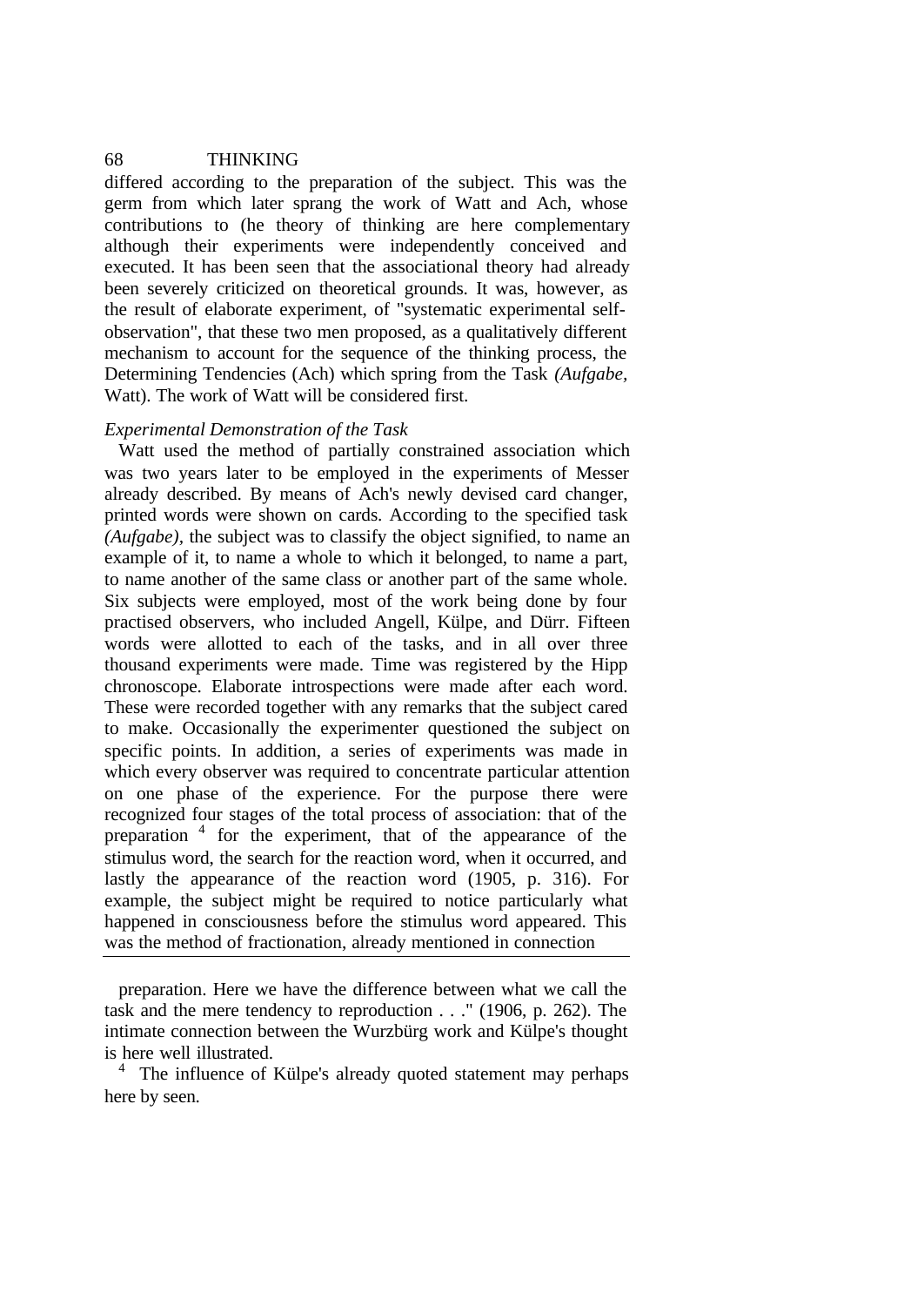differed according to the preparation of the subject. This was the germ from which later sprang the work of Watt and Ach, whose contributions to (he theory of thinking are here complementary although their experiments were independently conceived and executed. It has been seen that the associational theory had already been severely criticized on theoretical grounds. It was, however, as the result of elaborate experiment, of "systematic experimental self-observation", that these two men proposed, as a qualitatively different mechanism to account for the sequence of the thinking process, the Determining Tendencies (Ach) which spring from the Task *(Aufgabe,* Watt). The work of Watt will be considered first.

*Experimental Demonstration of the Task*

Watt used the method of partially constrained association which was two years later to be employed in the experiments of Messer already described. By means of Ach's newly devised card changer, printed words were shown on cards. According to the specified task *(Aufgabe)*, the subject was to classify the object signified, to name an example of it, to name a whole to which it belonged, to name a part, to name another of the same class or another part of the same whole. Six subjects were employed, most of the work being done by four practised observers, who included Angell, Külpe, and Dürr. Fifteen words were allotted to each of the tasks, and in all over three thousand experiments were made. Time was registered by the Hipp chronoscope. Elaborate introspections were made after each word. These were recorded together with any remarks that the subject cared to make. Occasionally the experimenter questioned the subject on specific points. In addition, a series of experiments was made in which every observer was required to concentrate particular attention on one phase of the experience. For the purpose there were recognized four stages of the total process of association: that of the preparation [4] for the experiment, that of the appearance of the stimulus word, the search for the reaction word, when it occurred, and lastly the appearance of the reaction word (1905, p. 316). For example, the subject might be required to notice particularly what happened in consciousness before the stimulus word appeared. This was the method of fractionation, already mentioned in connection

---

preparation. Here we have the difference between what we call the task and the mere tendency to reproduction . . ." (1906, p. 262). The intimate connection between the Wurzbürg work and Külpe's thought is here well illustrated.

[4] The influence of Külpe's already quoted statement may perhaps here by seen.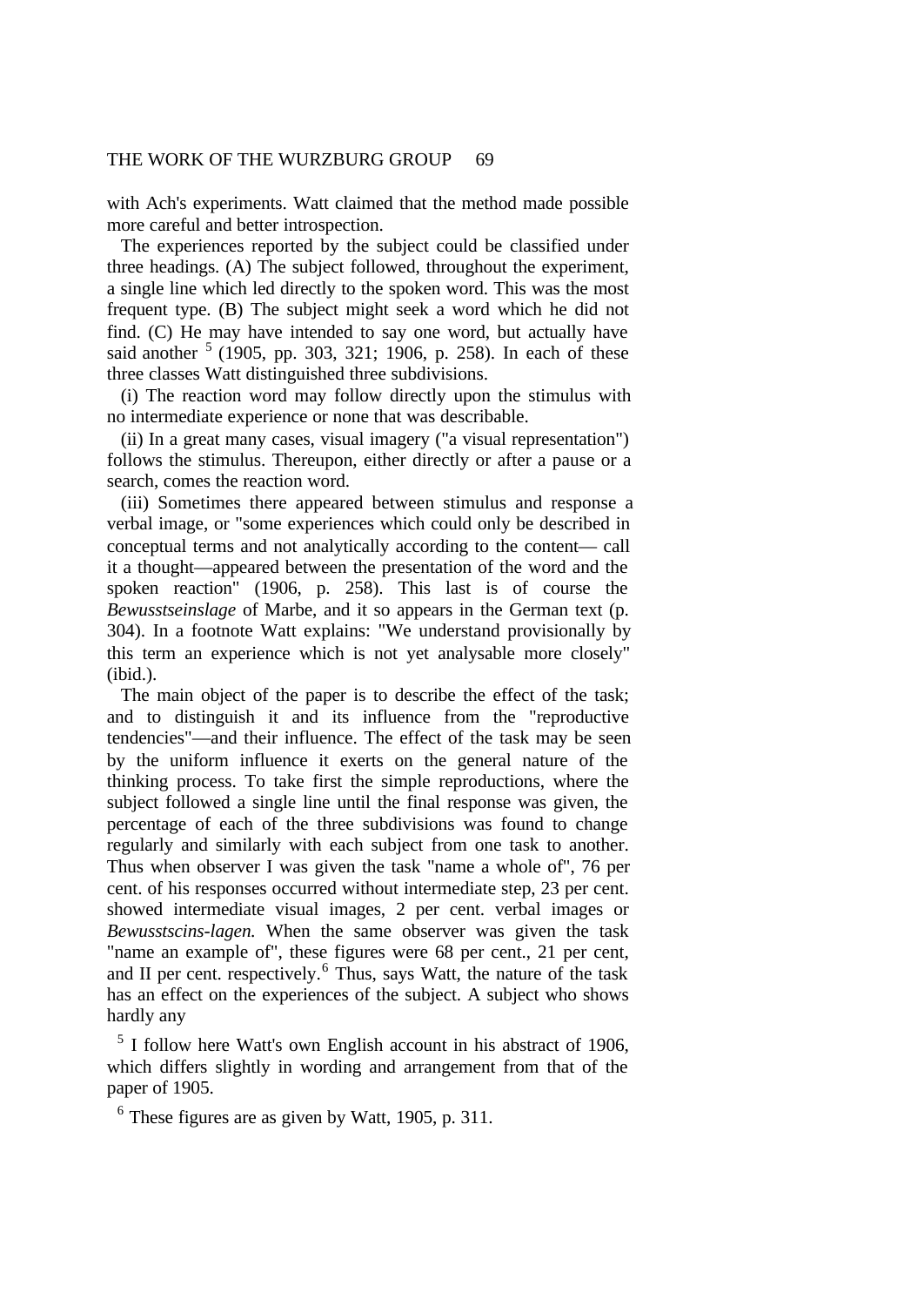with Ach's experiments. Watt claimed that the method made possible more careful and better introspection.

The experiences reported by the subject could be classified under three headings. (A) The subject followed, throughout the experiment, a single line which led directly to the spoken word. This was the most frequent type. (B) The subject might seek a word which he did not find. (C) He may have intended to say one word, but actually have said another [5] (1905, pp. 303, 321; 1906, p. 258). In each of these three classes Watt distinguished three subdivisions.

(i) The reaction word may follow directly upon the stimulus with no intermediate experience or none that was describable.

(ii) In a great many cases, visual imagery ("a visual representation") follows the stimulus. Thereupon, either directly or after a pause or a search, comes the reaction word.

(iii) Sometimes there appeared between stimulus and response a verbal image, or "some experiences which could only be described in conceptual terms and not analytically according to the content— call it a thought—appeared between the presentation of the word and the spoken reaction" (1906, p. 258). This last is of course the *Bewusstseinslage* of Marbe, and it so appears in the German text (p. 304). In a footnote Watt explains: "We understand provisionally by this term an experience which is not yet analysable more closely" (ibid.).

The main object of the paper is to describe the effect of the task; and to distinguish it and its influence from the "reproductive tendencies"—and their influence. The effect of the task may be seen by the uniform influence it exerts on the general nature of the thinking process. To take first the simple reproductions, where the subject followed a single line until the final response was given, the percentage of each of the three subdivisions was found to change regularly and similarly with each subject from one task to another. Thus when observer I was given the task "name a whole of", 76 per cent. of his responses occurred without intermediate step, 23 per cent. showed intermediate visual images, 2 per cent. verbal images or *Bewusstscins-lagen.* When the same observer was given the task "name an example of", these figures were 68 per cent., 21 per cent, and II per cent. respectively.[6] Thus, says Watt, the nature of the task has an effect on the experiences of the subject. A subject who shows hardly any

[5] I follow here Watt's own English account in his abstract of 1906, which differs slightly in wording and arrangement from that of the paper of 1905.

[6] These figures are as given by Watt, 1905, p. 311.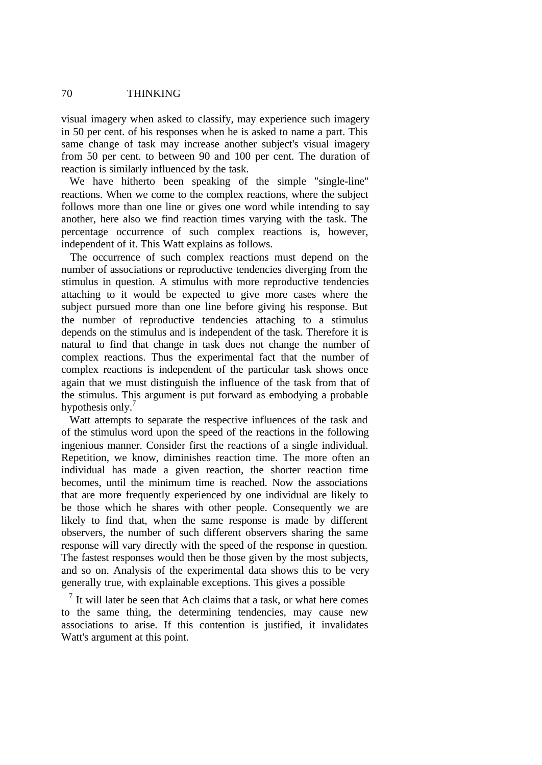visual imagery when asked to classify, may experience such imagery in 50 per cent. of his responses when he is asked to name a part. This same change of task may increase another subject's visual imagery from 50 per cent. to between 90 and 100 per cent. The duration of reaction is similarly influenced by the task.

We have hitherto been speaking of the simple "single-line" reactions. When we come to the complex reactions, where the subject follows more than one line or gives one word while intending to say another, here also we find reaction times varying with the task. The percentage occurrence of such complex reactions is, however, independent of it. This Watt explains as follows.

The occurrence of such complex reactions must depend on the number of associations or reproductive tendencies diverging from the stimulus in question. A stimulus with more reproductive tendencies attaching to it would be expected to give more cases where the subject pursued more than one line before giving his response. But the number of reproductive tendencies attaching to a stimulus depends on the stimulus and is independent of the task. Therefore it is natural to find that change in task does not change the number of complex reactions. Thus the experimental fact that the number of complex reactions is independent of the particular task shows once again that we must distinguish the influence of the task from that of the stimulus. This argument is put forward as embodying a probable hypothesis only.[7]

Watt attempts to separate the respective influences of the task and of the stimulus word upon the speed of the reactions in the following ingenious manner. Consider first the reactions of a single individual. Repetition, we know, diminishes reaction time. The more often an individual has made a given reaction, the shorter reaction time becomes, until the minimum time is reached. Now the associations that are more frequently experienced by one individual are likely to be those which he shares with other people. Consequently we are likely to find that, when the same response is made by different observers, the number of such different observers sharing the same response will vary directly with the speed of the response in question. The fastest responses would then be those given by the most subjects, and so on. Analysis of the experimental data shows this to be very generally true, with explainable exceptions. This gives a possible

[7] It will later be seen that Ach claims that a task, or what here comes to the same thing, the determining tendencies, may cause new associations to arise. If this contention is justified, it invalidates Watt's argument at this point.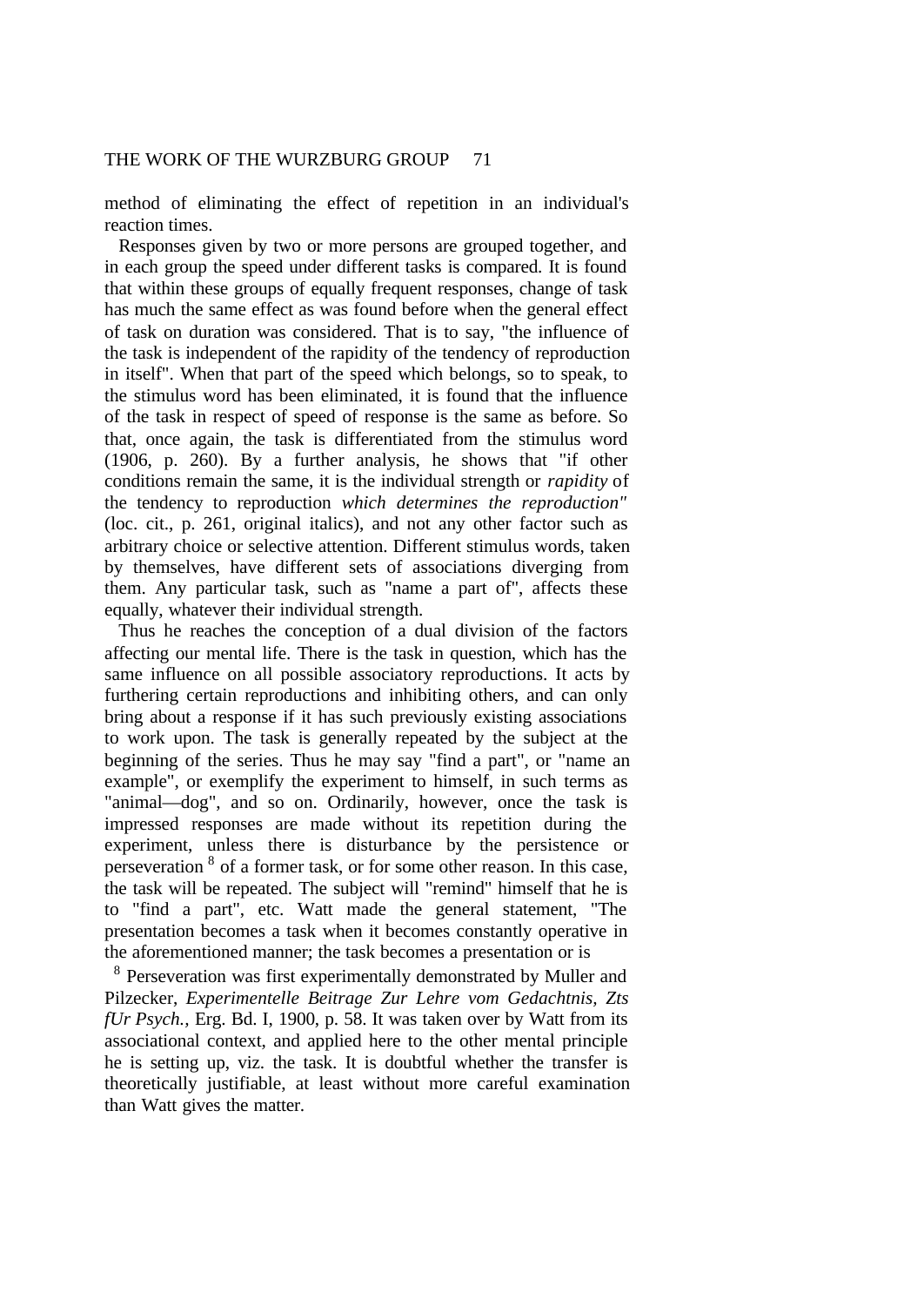method of eliminating the effect of repetition in an individual's reaction times.

Responses given by two or more persons are grouped together, and in each group the speed under different tasks is compared. It is found that within these groups of equally frequent responses, change of task has much the same effect as was found before when the general effect of task on duration was considered. That is to say, "the influence of the task is independent of the rapidity of the tendency of reproduction in itself". When that part of the speed which belongs, so to speak, to the stimulus word has been eliminated, it is found that the influence of the task in respect of speed of response is the same as before. So that, once again, the task is differentiated from the stimulus word (1906, p. 260). By a further analysis, he shows that "if other conditions remain the same, it is the individual strength or *rapidity* of the tendency to reproduction *which determines the reproduction"* (loc. cit., p. 261, original italics), and not any other factor such as arbitrary choice or selective attention. Different stimulus words, taken by themselves, have different sets of associations diverging from them. Any particular task, such as "name a part of", affects these equally, whatever their individual strength.

Thus he reaches the conception of a dual division of the factors affecting our mental life. There is the task in question, which has the same influence on all possible associatory reproductions. It acts by furthering certain reproductions and inhibiting others, and can only bring about a response if it has such previously existing associations to work upon. The task is generally repeated by the subject at the beginning of the series. Thus he may say "find a part", or "name an example", or exemplify the experiment to himself, in such terms as "animal—dog", and so on. Ordinarily, however, once the task is impressed responses are made without its repetition during the experiment, unless there is disturbance by the persistence or perseveration [8] of a former task, or for some other reason. In this case, the task will be repeated. The subject will "remind" himself that he is to "find a part", etc. Watt made the general statement, "The presentation becomes a task when it becomes constantly operative in the aforementioned manner; the task becomes a presentation or is

[8] Perseveration was first experimentally demonstrated by Muller and Pilzecker, *Experimentelle Beitrage Zur Lehre vom Gedachtnis, Zts fUr Psych.*, Erg. Bd. I, 1900, p. 58. It was taken over by Watt from its associational context, and applied here to the other mental principle he is setting up, viz. the task. It is doubtful whether the transfer is theoretically justifiable, at least without more careful examination than Watt gives the matter.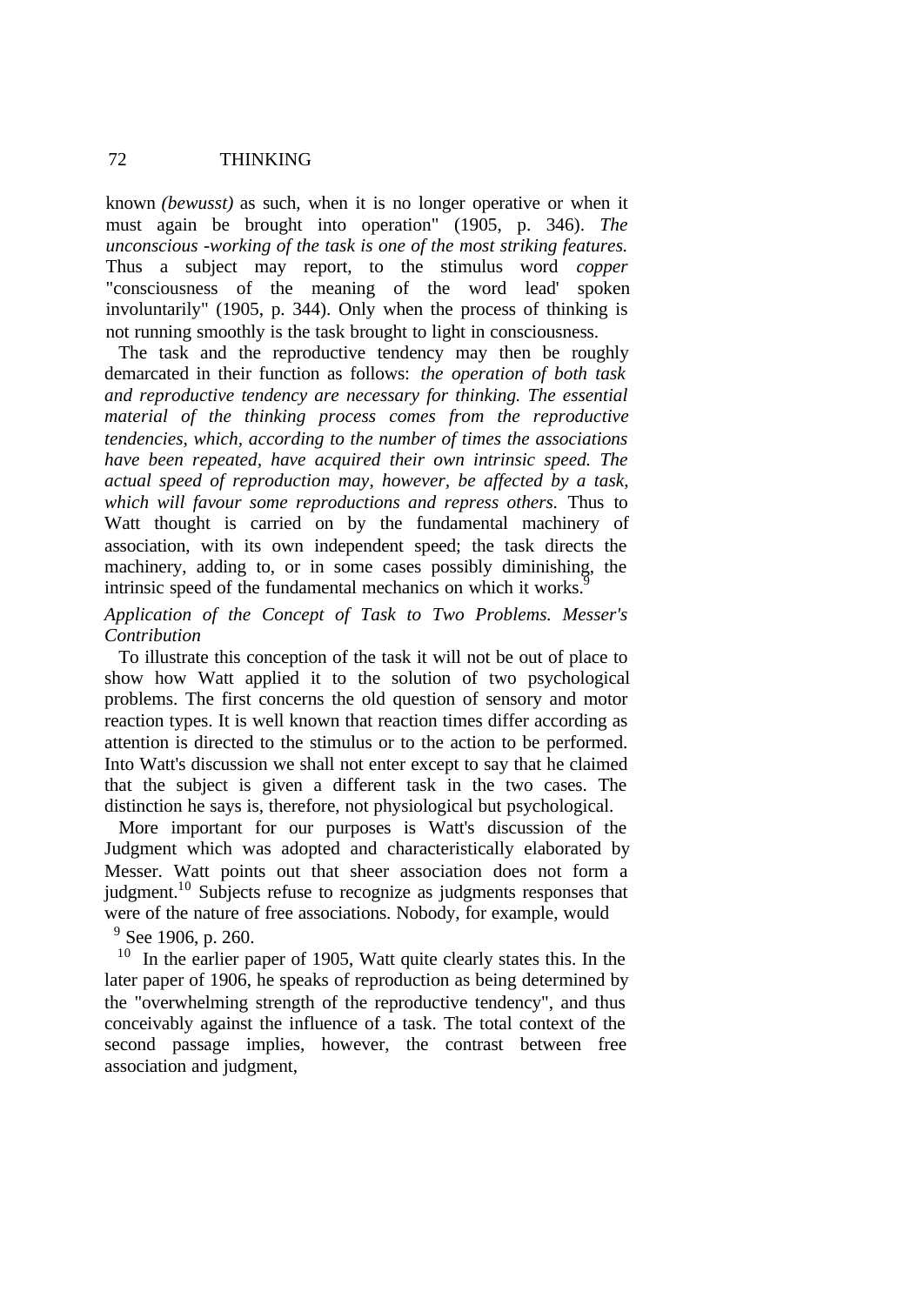known *(bewusst)* as such, when it is no longer operative or when it must again be brought into operation" (1905, p. 346). *The unconscious -working of the task is one of the most striking features.* Thus a subject may report, to the stimulus word *copper* "consciousness of the meaning of the word lead' spoken involuntarily" (1905, p. 344). Only when the process of thinking is not running smoothly is the task brought to light in consciousness.

The task and the reproductive tendency may then be roughly demarcated in their function as follows: *the operation of both task and reproductive tendency are necessary for thinking. The essential material of the thinking process comes from the reproductive tendencies, which, according to the number of times the associations have been repeated, have acquired their own intrinsic speed. The actual speed of reproduction may, however, be affected by a task, which will favour some reproductions and repress others.* Thus to Watt thought is carried on by the fundamental machinery of association, with its own independent speed; the task directs the machinery, adding to, or in some cases possibly diminishing, the intrinsic speed of the fundamental mechanics on which it works.[9]

*Application of the Concept of Task to Two Problems. Messer's Contribution*

To illustrate this conception of the task it will not be out of place to show how Watt applied it to the solution of two psychological problems. The first concerns the old question of sensory and motor reaction types. It is well known that reaction times differ according as attention is directed to the stimulus or to the action to be performed. Into Watt's discussion we shall not enter except to say that he claimed that the subject is given a different task in the two cases. The distinction he says is, therefore, not physiological but psychological.

More important for our purposes is Watt's discussion of the Judgment which was adopted and characteristically elaborated by Messer. Watt points out that sheer association does not form a judgment.[10] Subjects refuse to recognize as judgments responses that were of the nature of free associations. Nobody, for example, would

[9] See 1906, p. 260.

[10] In the earlier paper of 1905, Watt quite clearly states this. In the later paper of 1906, he speaks of reproduction as being determined by the "overwhelming strength of the reproductive tendency", and thus conceivably against the influence of a task. The total context of the second passage implies, however, the contrast between free association and judgment,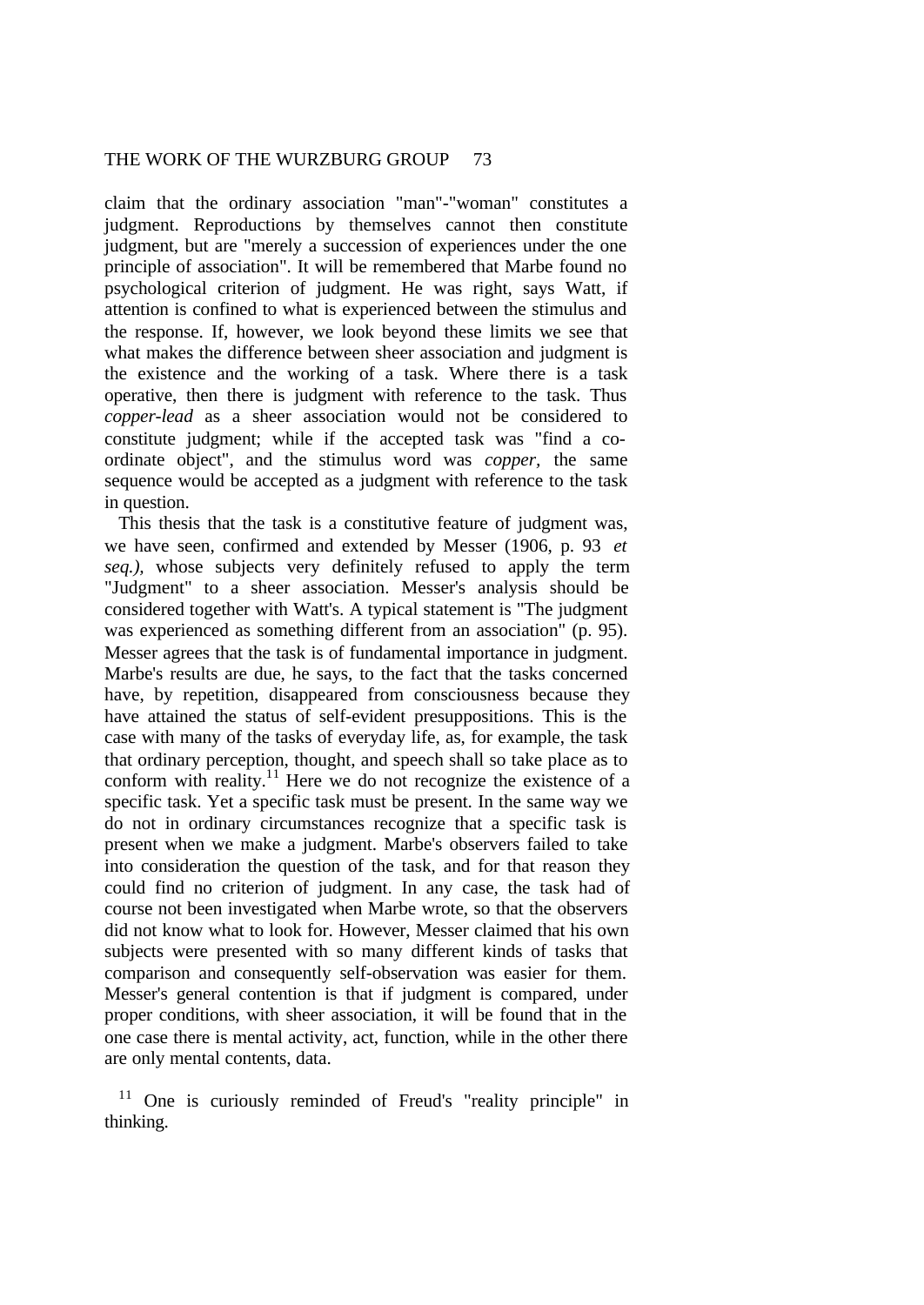claim that the ordinary association "man"-"woman" constitutes a judgment. Reproductions by themselves cannot then constitute judgment, but are "merely a succession of experiences under the one principle of association". It will be remembered that Marbe found no psychological criterion of judgment. He was right, says Watt, if attention is confined to what is experienced between the stimulus and the response. If, however, we look beyond these limits we see that what makes the difference between sheer association and judgment is the existence and the working of a task. Where there is a task operative, then there is judgment with reference to the task. Thus *copper-lead* as a sheer association would not be considered to constitute judgment; while if the accepted task was "find a co-ordinate object", and the stimulus word was *copper*, the same sequence would be accepted as a judgment with reference to the task in question.

This thesis that the task is a constitutive feature of judgment was, we have seen, confirmed and extended by Messer (1906, p. 93 *et seq.)*, whose subjects very definitely refused to apply the term "Judgment" to a sheer association. Messer's analysis should be considered together with Watt's. A typical statement is "The judgment was experienced as something different from an association" (p. 95). Messer agrees that the task is of fundamental importance in judgment. Marbe's results are due, he says, to the fact that the tasks concerned have, by repetition, disappeared from consciousness because they have attained the status of self-evident presuppositions. This is the case with many of the tasks of everyday life, as, for example, the task that ordinary perception, thought, and speech shall so take place as to conform with reality.[11] Here we do not recognize the existence of a specific task. Yet a specific task must be present. In the same way we do not in ordinary circumstances recognize that a specific task is present when we make a judgment. Marbe's observers failed to take into consideration the question of the task, and for that reason they could find no criterion of judgment. In any case, the task had of course not been investigated when Marbe wrote, so that the observers did not know what to look for. However, Messer claimed that his own subjects were presented with so many different kinds of tasks that comparison and consequently self-observation was easier for them. Messer's general contention is that if judgment is compared, under proper conditions, with sheer association, it will be found that in the one case there is mental activity, act, function, while in the other there are only mental contents, data.

[11] One is curiously reminded of Freud's "reality principle" in thinking.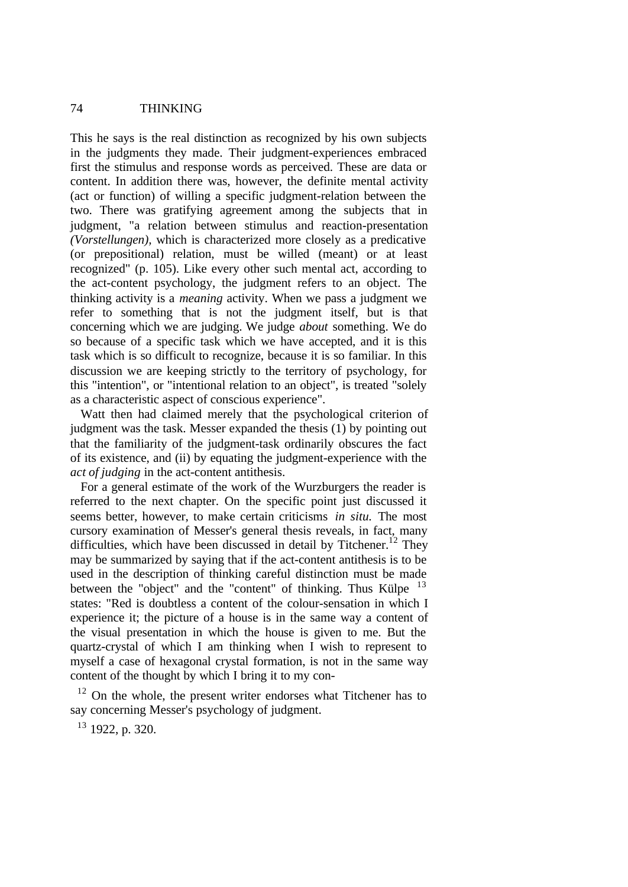This he says is the real distinction as recognized by his own subjects in the judgments they made. Their judgment-experiences embraced first the stimulus and response words as perceived. These are data or content. In addition there was, however, the definite mental activity (act or function) of willing a specific judgment-relation between the two. There was gratifying agreement among the subjects that in judgment, "a relation between stimulus and reaction-presentation *(Vorstellungen),* which is characterized more closely as a predicative (or prepositional) relation, must be willed (meant) or at least recognized" (p. 105). Like every other such mental act, according to the act-content psychology, the judgment refers to an object. The thinking activity is a *meaning* activity. When we pass a judgment we refer to something that is not the judgment itself, but is that concerning which we are judging. We judge *about* something. We do so because of a specific task which we have accepted, and it is this task which is so difficult to recognize, because it is so familiar. In this discussion we are keeping strictly to the territory of psychology, for this "intention", or "intentional relation to an object", is treated "solely as a characteristic aspect of conscious experience".

Watt then had claimed merely that the psychological criterion of judgment was the task. Messer expanded the thesis (1) by pointing out that the familiarity of the judgment-task ordinarily obscures the fact of its existence, and (ii) by equating the judgment-experience with the *act of judging* in the act-content antithesis.

For a general estimate of the work of the Wurzburgers the reader is referred to the next chapter. On the specific point just discussed it seems better, however, to make certain criticisms *in situ.* The most cursory examination of Messer's general thesis reveals, in fact, many difficulties, which have been discussed in detail by Titchener.[12] They may be summarized by saying that if the act-content antithesis is to be used in the description of thinking careful distinction must be made between the "object" and the "content" of thinking. Thus Külpe [13] states: "Red is doubtless a content of the colour-sensation in which I experience it; the picture of a house is in the same way a content of the visual presentation in which the house is given to me. But the quartz-crystal of which I am thinking when I wish to represent to myself a case of hexagonal crystal formation, is not in the same way content of the thought by which I bring it to my con-

[12] On the whole, the present writer endorses what Titchener has to say concerning Messer's psychology of judgment.

[13] 1922, p. 320.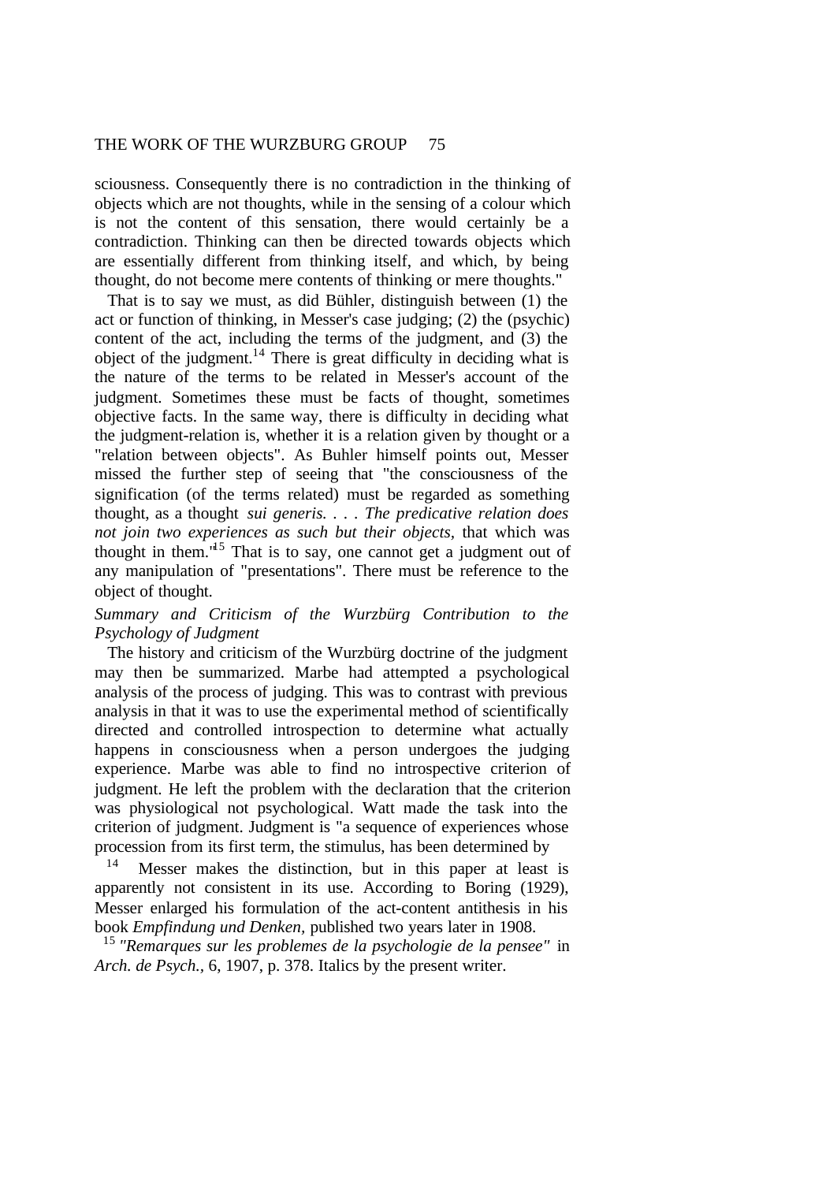sciousness. Consequently there is no contradiction in the thinking of objects which are not thoughts, while in the sensing of a colour which is not the content of this sensation, there would certainly be a contradiction. Thinking can then be directed towards objects which are essentially different from thinking itself, and which, by being thought, do not become mere contents of thinking or mere thoughts."

That is to say we must, as did Bühler, distinguish between (1) the act or function of thinking, in Messer's case judging; (2) the (psychic) content of the act, including the terms of the judgment, and (3) the object of the judgment.[14] There is great difficulty in deciding what is the nature of the terms to be related in Messer's account of the judgment. Sometimes these must be facts of thought, sometimes objective facts. In the same way, there is difficulty in deciding what the judgment-relation is, whether it is a relation given by thought or a "relation between objects". As Buhler himself points out, Messer missed the further step of seeing that "the consciousness of the signification (of the terms related) must be regarded as something thought, as a thought *sui generis. . . . The predicative relation does not join two experiences as such but their objects,* that which was thought in them."[15] That is to say, one cannot get a judgment out of any manipulation of "presentations". There must be reference to the object of thought.

*Summary and Criticism of the Wurzbürg Contribution to the Psychology of Judgment*

The history and criticism of the Wurzbürg doctrine of the judgment may then be summarized. Marbe had attempted a psychological analysis of the process of judging. This was to contrast with previous analysis in that it was to use the experimental method of scientifically directed and controlled introspection to determine what actually happens in consciousness when a person undergoes the judging experience. Marbe was able to find no introspective criterion of judgment. He left the problem with the declaration that the criterion was physiological not psychological. Watt made the task into the criterion of judgment. Judgment is "a sequence of experiences whose procession from its first term, the stimulus, has been determined by

[14] Messer makes the distinction, but in this paper at least is apparently not consistent in its use. According to Boring (1929), Messer enlarged his formulation of the act-content antithesis in his book *Empfindung und Denken,* published two years later in 1908.

[15] *"Remarques sur les problemes de la psychologie de la pensee"* in *Arch. de Psych.*, 6, 1907, p. 378. Italics by the present writer.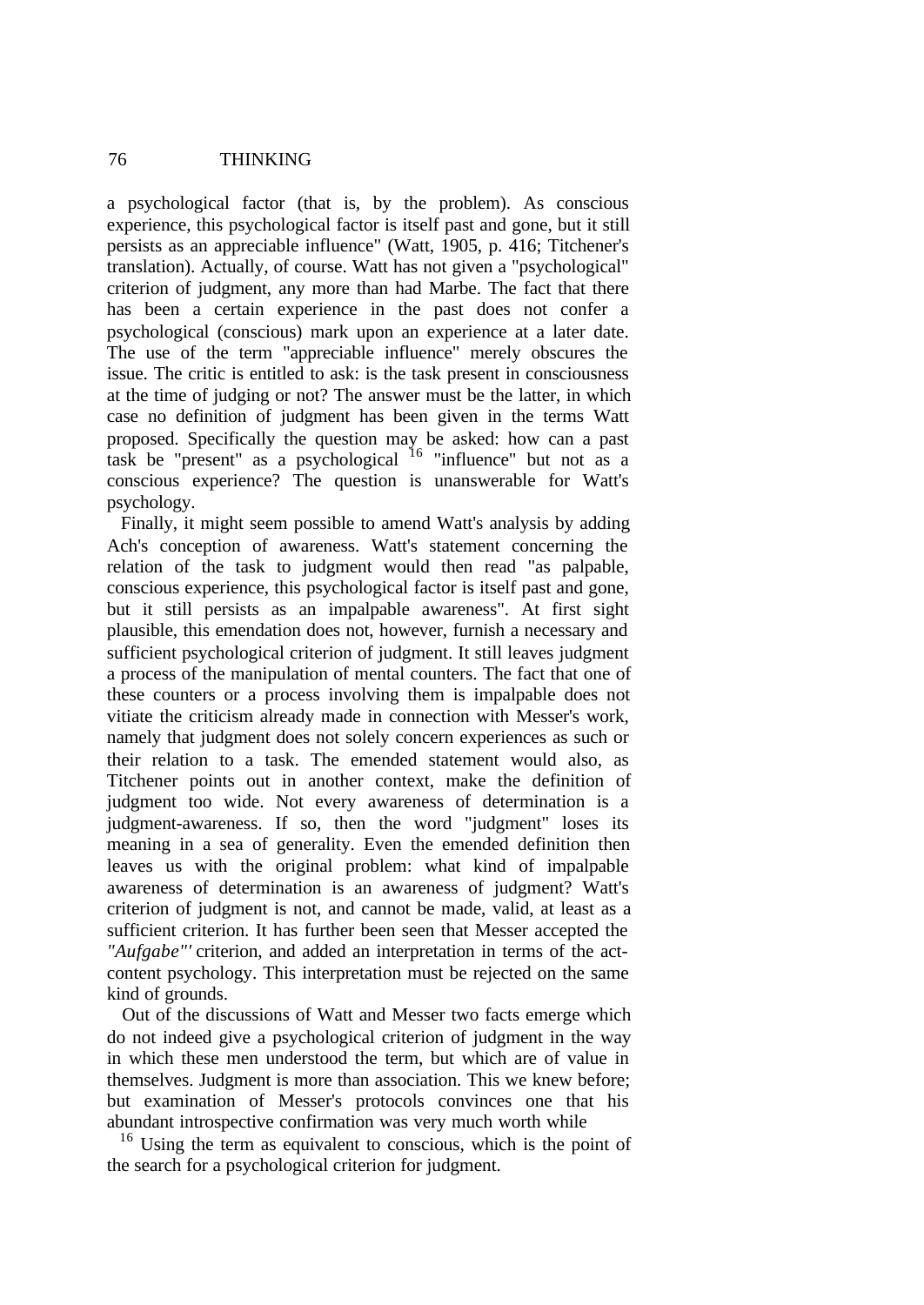a psychological factor (that is, by the problem). As conscious experience, this psychological factor is itself past and gone, but it still persists as an appreciable influence" (Watt, 1905, p. 416; Titchener's translation). Actually, of course. Watt has not given a "psychological" criterion of judgment, any more than had Marbe. The fact that there has been a certain experience in the past does not confer a psychological (conscious) mark upon an experience at a later date. The use of the term "appreciable influence" merely obscures the issue. The critic is entitled to ask: is the task present in consciousness at the time of judging or not? The answer must be the latter, in which case no definition of judgment has been given in the terms Watt proposed. Specifically the question may be asked: how can a past task be "present" as a psychological [16] "influence" but not as a conscious experience? The question is unanswerable for Watt's psychology.

Finally, it might seem possible to amend Watt's analysis by adding Ach's conception of awareness. Watt's statement concerning the relation of the task to judgment would then read "as palpable, conscious experience, this psychological factor is itself past and gone, but it still persists as an impalpable awareness". At first sight plausible, this emendation does not, however, furnish a necessary and sufficient psychological criterion of judgment. It still leaves judgment a process of the manipulation of mental counters. The fact that one of these counters or a process involving them is impalpable does not vitiate the criticism already made in connection with Messer's work, namely that judgment does not solely concern experiences as such or their relation to a task. The emended statement would also, as Titchener points out in another context, make the definition of judgment too wide. Not every awareness of determination is a judgment-awareness. If so, then the word "judgment" loses its meaning in a sea of generality. Even the emended definition then leaves us with the original problem: what kind of impalpable awareness of determination is an awareness of judgment? Watt's criterion of judgment is not, and cannot be made, valid, at least as a sufficient criterion. It has further been seen that Messer accepted the *"Aufgabe"'* criterion, and added an interpretation in terms of the act-content psychology. This interpretation must be rejected on the same kind of grounds.

Out of the discussions of Watt and Messer two facts emerge which do not indeed give a psychological criterion of judgment in the way in which these men understood the term, but which are of value in themselves. Judgment is more than association. This we knew before; but examination of Messer's protocols convinces one that his abundant introspective confirmation was very much worth while

[16] Using the term as equivalent to conscious, which is the point of the search for a psychological criterion for judgment.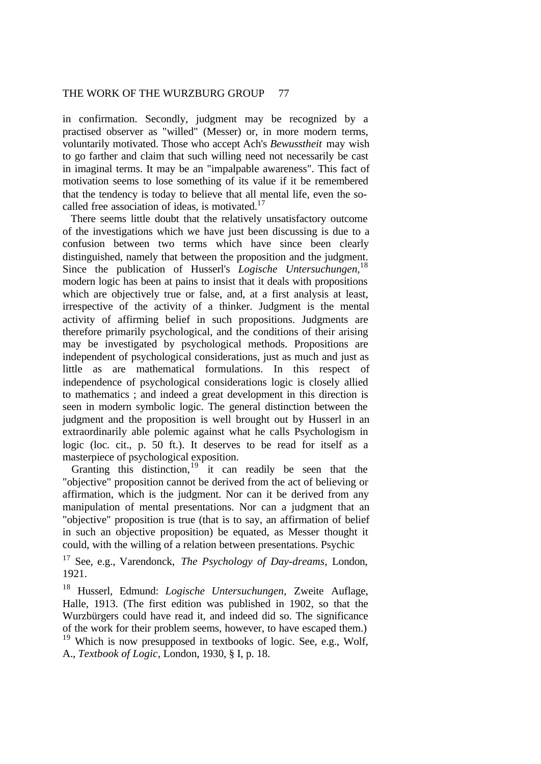in confirmation. Secondly, judgment may be recognized by a practised observer as "willed" (Messer) or, in more modern terms, voluntarily motivated. Those who accept Ach's *Bewusstheit* may wish to go farther and claim that such willing need not necessarily be cast in imaginal terms. It may be an "impalpable awareness". This fact of motivation seems to lose something of its value if it be remembered that the tendency is today to believe that all mental life, even the so-called free association of ideas, is motivated.[17]

There seems little doubt that the relatively unsatisfactory outcome of the investigations which we have just been discussing is due to a confusion between two terms which have since been clearly distinguished, namely that between the proposition and the judgment. Since the publication of Husserl's *Logische Untersuchungen*,[18] modern logic has been at pains to insist that it deals with propositions which are objectively true or false, and, at a first analysis at least, irrespective of the activity of a thinker. Judgment is the mental activity of affirming belief in such propositions. Judgments are therefore primarily psychological, and the conditions of their arising may be investigated by psychological methods. Propositions are independent of psychological considerations, just as much and just as little as are mathematical formulations. In this respect of independence of psychological considerations logic is closely allied to mathematics ; and indeed a great development in this direction is seen in modern symbolic logic. The general distinction between the judgment and the proposition is well brought out by Husserl in an extraordinarily able polemic against what he calls Psychologism in logic (loc. cit., p. 50 ft.). It deserves to be read for itself as a masterpiece of psychological exposition.

Granting this distinction,[19] it can readily be seen that the "objective" proposition cannot be derived from the act of believing or affirmation, which is the judgment. Nor can it be derived from any manipulation of mental presentations. Nor can a judgment that an "objective" proposition is true (that is to say, an affirmation of belief in such an objective proposition) be equated, as Messer thought it could, with the willing of a relation between presentations. Psychic

[17] See, e.g., Varendonck, *The Psychology of Day-dreams*, London, 1921.

[18] Husserl, Edmund: *Logische Untersuchungen*, Zweite Auflage, Halle, 1913. (The first edition was published in 1902, so that the Wurzbürgers could have read it, and indeed did so. The significance of the work for their problem seems, however, to have escaped them.)

[19] Which is now presupposed in textbooks of logic. See, e.g., Wolf, A., *Textbook of Logic*, London, 1930, § I, p. 18.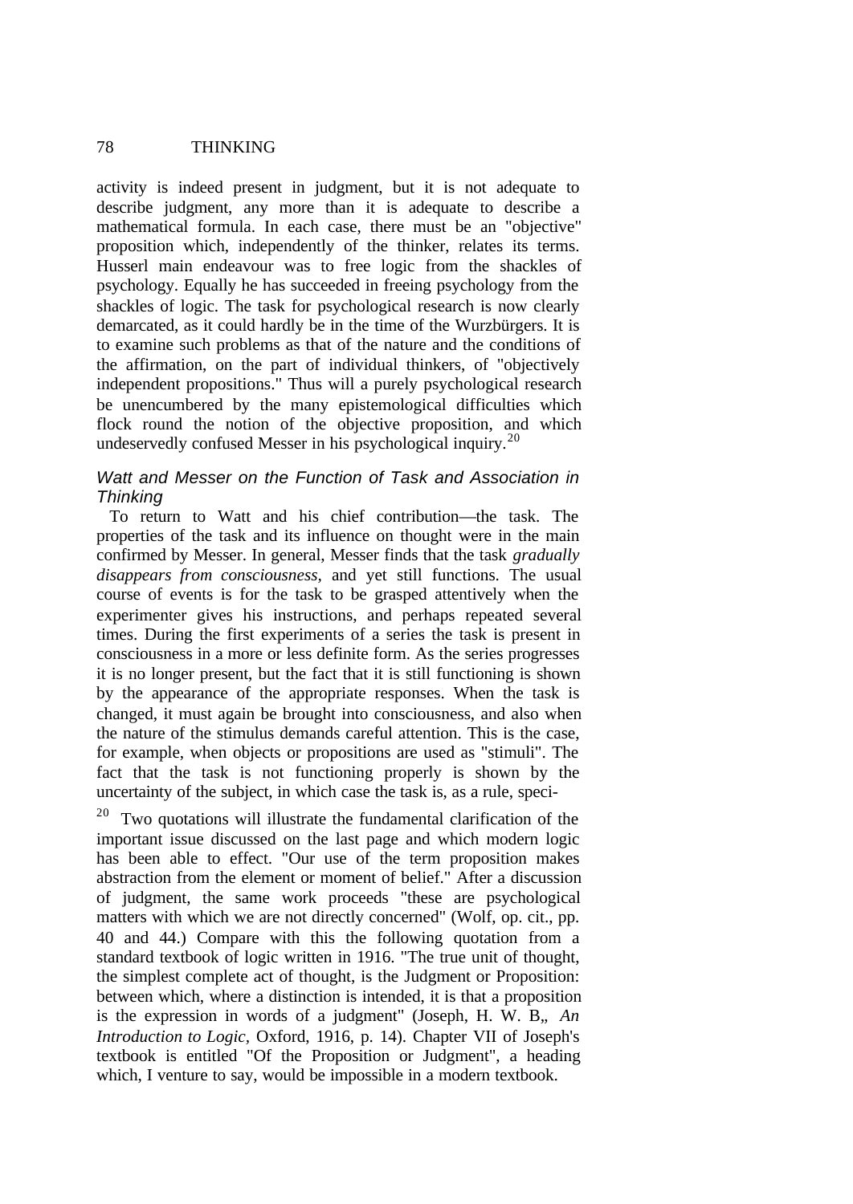activity is indeed present in judgment, but it is not adequate to describe judgment, any more than it is adequate to describe a mathematical formula. In each case, there must be an "objective" proposition which, independently of the thinker, relates its terms. Husserl main endeavour was to free logic from the shackles of psychology. Equally he has succeeded in freeing psychology from the shackles of logic. The task for psychological research is now clearly demarcated, as it could hardly be in the time of the Wurzbürgers. It is to examine such problems as that of the nature and the conditions of the affirmation, on the part of individual thinkers, of "objectively independent propositions." Thus will a purely psychological research be unencumbered by the many epistemological difficulties which flock round the notion of the objective proposition, and which undeservedly confused Messer in his psychological inquiry.[20]

### *Watt and Messer on the Function of Task and Association in Thinking*

To return to Watt and his chief contribution—the task. The properties of the task and its influence on thought were in the main confirmed by Messer. In general, Messer finds that the task *gradually disappears from consciousness*, and yet still functions. The usual course of events is for the task to be grasped attentively when the experimenter gives his instructions, and perhaps repeated several times. During the first experiments of a series the task is present in consciousness in a more or less definite form. As the series progresses it is no longer present, but the fact that it is still functioning is shown by the appearance of the appropriate responses. When the task is changed, it must again be brought into consciousness, and also when the nature of the stimulus demands careful attention. This is the case, for example, when objects or propositions are used as "stimuli". The fact that the task is not functioning properly is shown by the uncertainty of the subject, in which case the task is, as a rule, speci-

[20] Two quotations will illustrate the fundamental clarification of the important issue discussed on the last page and which modern logic has been able to effect. "Our use of the term proposition makes abstraction from the element or moment of belief." After a discussion of judgment, the same work proceeds "these are psychological matters with which we are not directly concerned" (Wolf, op. cit., pp. 40 and 44.) Compare with this the following quotation from a standard textbook of logic written in 1916. "The true unit of thought, the simplest complete act of thought, is the Judgment or Proposition: between which, where a distinction is intended, it is that a proposition is the expression in words of a judgment" (Joseph, H. W. B„ *An Introduction to Logic,* Oxford, 1916, p. 14). Chapter VII of Joseph's textbook is entitled "Of the Proposition or Judgment", a heading which, I venture to say, would be impossible in a modern textbook.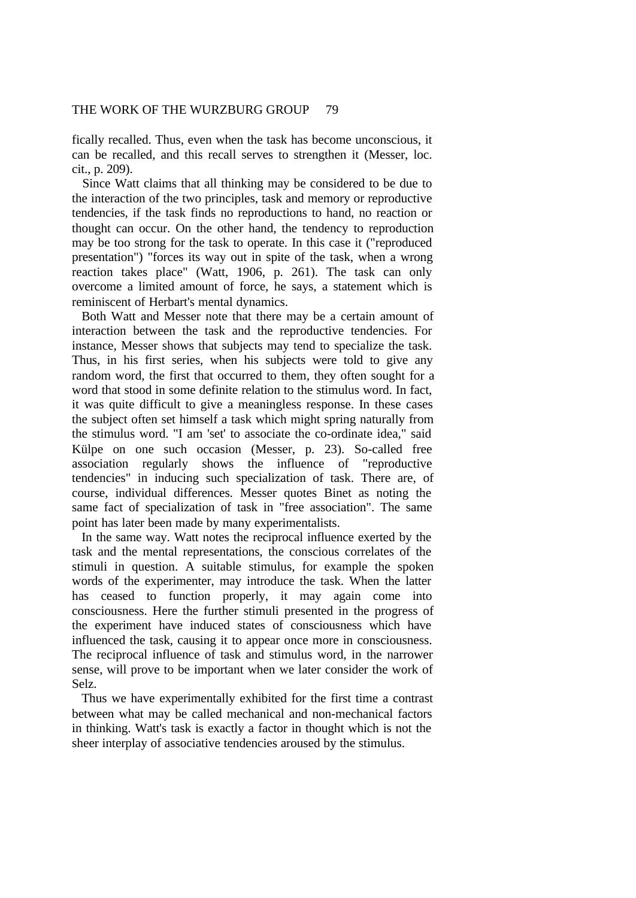fically recalled. Thus, even when the task has become unconscious, it can be recalled, and this recall serves to strengthen it (Messer, loc. cit., p. 209).

Since Watt claims that all thinking may be considered to be due to the interaction of the two principles, task and memory or reproductive tendencies, if the task finds no reproductions to hand, no reaction or thought can occur. On the other hand, the tendency to reproduction may be too strong for the task to operate. In this case it ("reproduced presentation") "forces its way out in spite of the task, when a wrong reaction takes place" (Watt, 1906, p. 261). The task can only overcome a limited amount of force, he says, a statement which is reminiscent of Herbart's mental dynamics.

Both Watt and Messer note that there may be a certain amount of interaction between the task and the reproductive tendencies. For instance, Messer shows that subjects may tend to specialize the task. Thus, in his first series, when his subjects were told to give any random word, the first that occurred to them, they often sought for a word that stood in some definite relation to the stimulus word. In fact, it was quite difficult to give a meaningless response. In these cases the subject often set himself a task which might spring naturally from the stimulus word. "I am 'set' to associate the co-ordinate idea," said Külpe on one such occasion (Messer, p. 23). So-called free association regularly shows the influence of "reproductive tendencies" in inducing such specialization of task. There are, of course, individual differences. Messer quotes Binet as noting the same fact of specialization of task in "free association". The same point has later been made by many experimentalists.

In the same way. Watt notes the reciprocal influence exerted by the task and the mental representations, the conscious correlates of the stimuli in question. A suitable stimulus, for example the spoken words of the experimenter, may introduce the task. When the latter has ceased to function properly, it may again come into consciousness. Here the further stimuli presented in the progress of the experiment have induced states of consciousness which have influenced the task, causing it to appear once more in consciousness. The reciprocal influence of task and stimulus word, in the narrower sense, will prove to be important when we later consider the work of Selz.

Thus we have experimentally exhibited for the first time a contrast between what may be called mechanical and non-mechanical factors in thinking. Watt's task is exactly a factor in thought which is not the sheer interplay of associative tendencies aroused by the stimulus.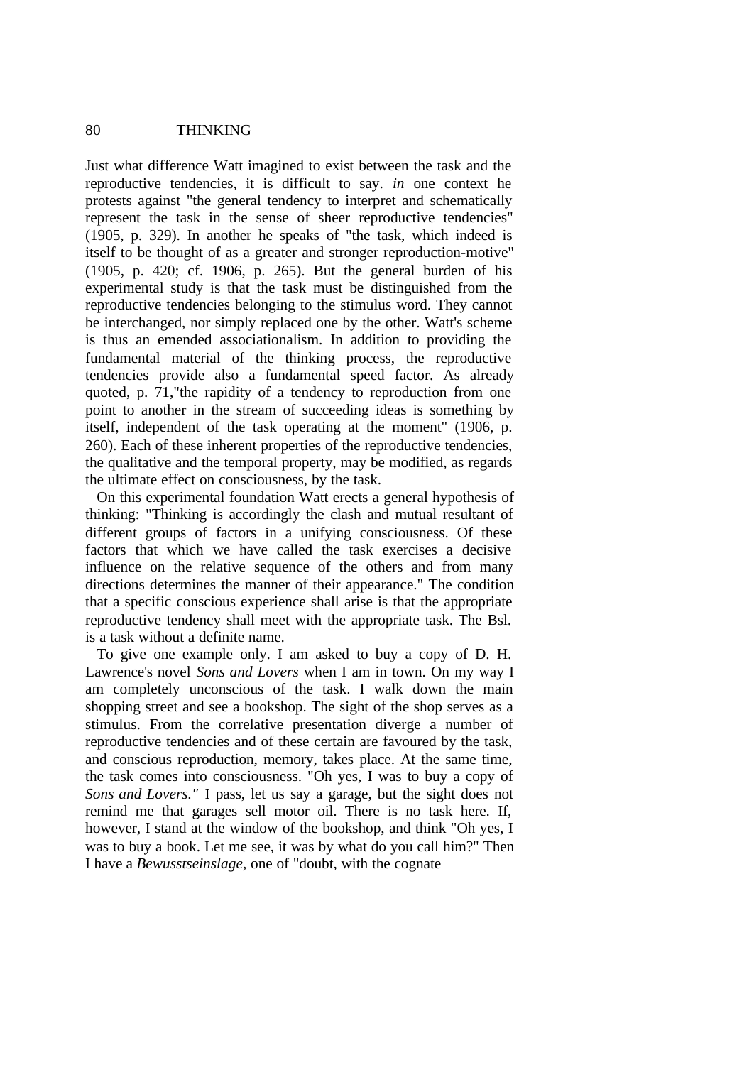Just what difference Watt imagined to exist between the task and the reproductive tendencies, it is difficult to say. *in* one context he protests against "the general tendency to interpret and schematically represent the task in the sense of sheer reproductive tendencies" (1905, p. 329). In another he speaks of "the task, which indeed is itself to be thought of as a greater and stronger reproduction-motive" (1905, p. 420; cf. 1906, p. 265). But the general burden of his experimental study is that the task must be distinguished from the reproductive tendencies belonging to the stimulus word. They cannot be interchanged, nor simply replaced one by the other. Watt's scheme is thus an emended associationalism. In addition to providing the fundamental material of the thinking process, the reproductive tendencies provide also a fundamental speed factor. As already quoted, p. 71,"the rapidity of a tendency to reproduction from one point to another in the stream of succeeding ideas is something by itself, independent of the task operating at the moment" (1906, p. 260). Each of these inherent properties of the reproductive tendencies, the qualitative and the temporal property, may be modified, as regards the ultimate effect on consciousness, by the task.

On this experimental foundation Watt erects a general hypothesis of thinking: "Thinking is accordingly the clash and mutual resultant of different groups of factors in a unifying consciousness. Of these factors that which we have called the task exercises a decisive influence on the relative sequence of the others and from many directions determines the manner of their appearance." The condition that a specific conscious experience shall arise is that the appropriate reproductive tendency shall meet with the appropriate task. The Bsl. is a task without a definite name.

To give one example only. I am asked to buy a copy of D. H. Lawrence's novel *Sons and Lovers* when I am in town. On my way I am completely unconscious of the task. I walk down the main shopping street and see a bookshop. The sight of the shop serves as a stimulus. From the correlative presentation diverge a number of reproductive tendencies and of these certain are favoured by the task, and conscious reproduction, memory, takes place. At the same time, the task comes into consciousness. "Oh yes, I was to buy a copy of *Sons and Lovers."* I pass, let us say a garage, but the sight does not remind me that garages sell motor oil. There is no task here. If, however, I stand at the window of the bookshop, and think "Oh yes, I was to buy a book. Let me see, it was by what do you call him?" Then I have a *Bewusstseinslage,* one of "doubt, with the cognate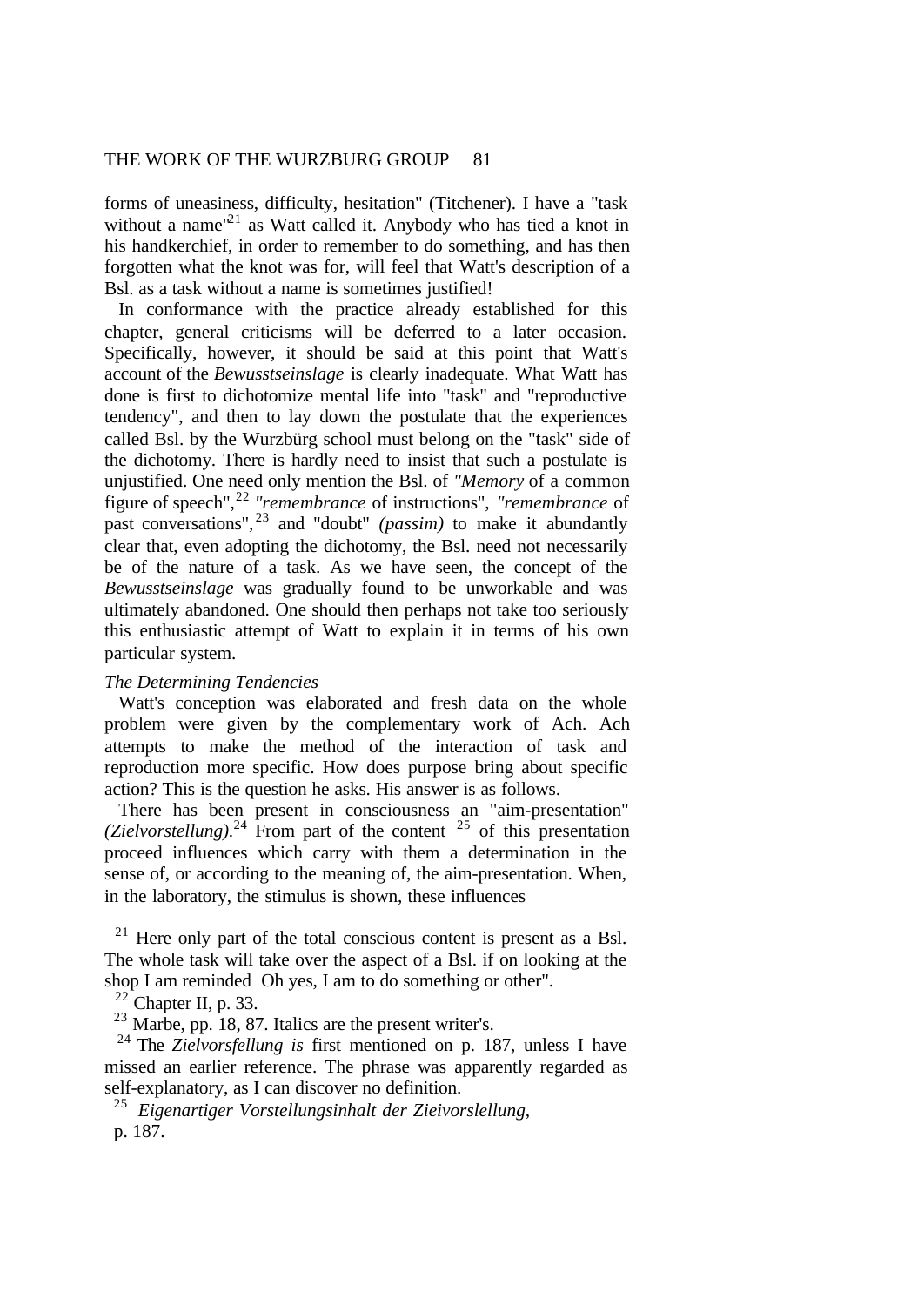forms of uneasiness, difficulty, hesitation" (Titchener). I have a "task without a name"[21] as Watt called it. Anybody who has tied a knot in his handkerchief, in order to remember to do something, and has then forgotten what the knot was for, will feel that Watt's description of a Bsl. as a task without a name is sometimes justified!

In conformance with the practice already established for this chapter, general criticisms will be deferred to a later occasion. Specifically, however, it should be said at this point that Watt's account of the *Bewusstseinslage* is clearly inadequate. What Watt has done is first to dichotomize mental life into "task" and "reproductive tendency", and then to lay down the postulate that the experiences called Bsl. by the Wurzbürg school must belong on the "task" side of the dichotomy. There is hardly need to insist that such a postulate is unjustified. One need only mention the Bsl. of *"Memory* of a common figure of speech",[22] *"remembrance* of instructions", *"remembrance* of past conversations",[23] and "doubt" *(passim)* to make it abundantly clear that, even adopting the dichotomy, the Bsl. need not necessarily be of the nature of a task. As we have seen, the concept of the *Bewusstseinslage* was gradually found to be unworkable and was ultimately abandoned. One should then perhaps not take too seriously this enthusiastic attempt of Watt to explain it in terms of his own particular system.

### *The Determining Tendencies*

Watt's conception was elaborated and fresh data on the whole problem were given by the complementary work of Ach. Ach attempts to make the method of the interaction of task and reproduction more specific. How does purpose bring about specific action? This is the question he asks. His answer is as follows.

There has been present in consciousness an "aim-presentation" *(Zielvorstellung)*.[24] From part of the content [25] of this presentation proceed influences which carry with them a determination in the sense of, or according to the meaning of, the aim-presentation. When, in the laboratory, the stimulus is shown, these influences

[21] Here only part of the total conscious content is present as a Bsl. The whole task will take over the aspect of a Bsl. if on looking at the shop I am reminded Oh yes, I am to do something or other".

[22] Chapter II, p. 33.

[23] Marbe, pp. 18, 87. Italics are the present writer's.

[24] The *Zielvorsfellung is* first mentioned on p. 187, unless I have missed an earlier reference. The phrase was apparently regarded as self-explanatory, as I can discover no definition.

[25] *Eigenartiger Vorstellungsinhalt der Zieivorslellung,* p. 187.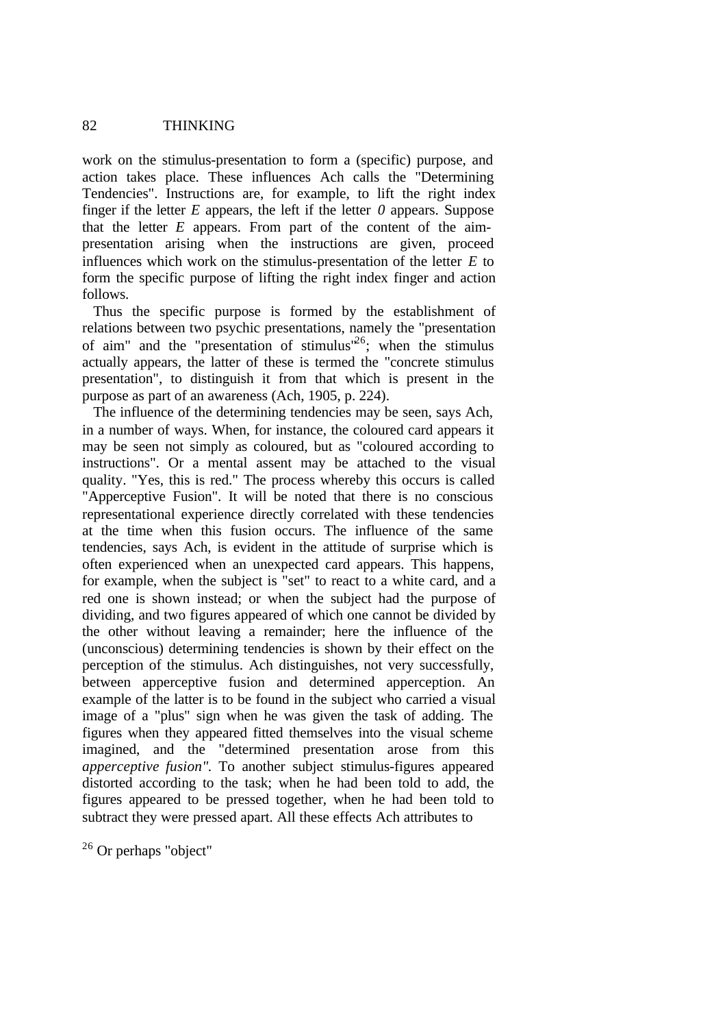work on the stimulus-presentation to form a (specific) purpose, and action takes place. These influences Ach calls the "Determining Tendencies". Instructions are, for example, to lift the right index finger if the letter *E* appears, the left if the letter *0* appears. Suppose that the letter *E* appears. From part of the content of the aim-presentation arising when the instructions are given, proceed influences which work on the stimulus-presentation of the letter *E* to form the specific purpose of lifting the right index finger and action follows.

Thus the specific purpose is formed by the establishment of relations between two psychic presentations, namely the "presentation of aim" and the "presentation of stimulus"[26]; when the stimulus actually appears, the latter of these is termed the "concrete stimulus presentation", to distinguish it from that which is present in the purpose as part of an awareness (Ach, 1905, p. 224).

The influence of the determining tendencies may be seen, says Ach, in a number of ways. When, for instance, the coloured card appears it may be seen not simply as coloured, but as "coloured according to instructions". Or a mental assent may be attached to the visual quality. "Yes, this is red." The process whereby this occurs is called "Apperceptive Fusion". It will be noted that there is no conscious representational experience directly correlated with these tendencies at the time when this fusion occurs. The influence of the same tendencies, says Ach, is evident in the attitude of surprise which is often experienced when an unexpected card appears. This happens, for example, when the subject is "set" to react to a white card, and a red one is shown instead; or when the subject had the purpose of dividing, and two figures appeared of which one cannot be divided by the other without leaving a remainder; here the influence of the (unconscious) determining tendencies is shown by their effect on the perception of the stimulus. Ach distinguishes, not very successfully, between apperceptive fusion and determined apperception. An example of the latter is to be found in the subject who carried a visual image of a "plus" sign when he was given the task of adding. The figures when they appeared fitted themselves into the visual scheme imagined, and the "determined presentation arose from this *apperceptive fusion"*. To another subject stimulus-figures appeared distorted according to the task; when he had been told to add, the figures appeared to be pressed together, when he had been told to subtract they were pressed apart. All these effects Ach attributes to

[26] Or perhaps "object"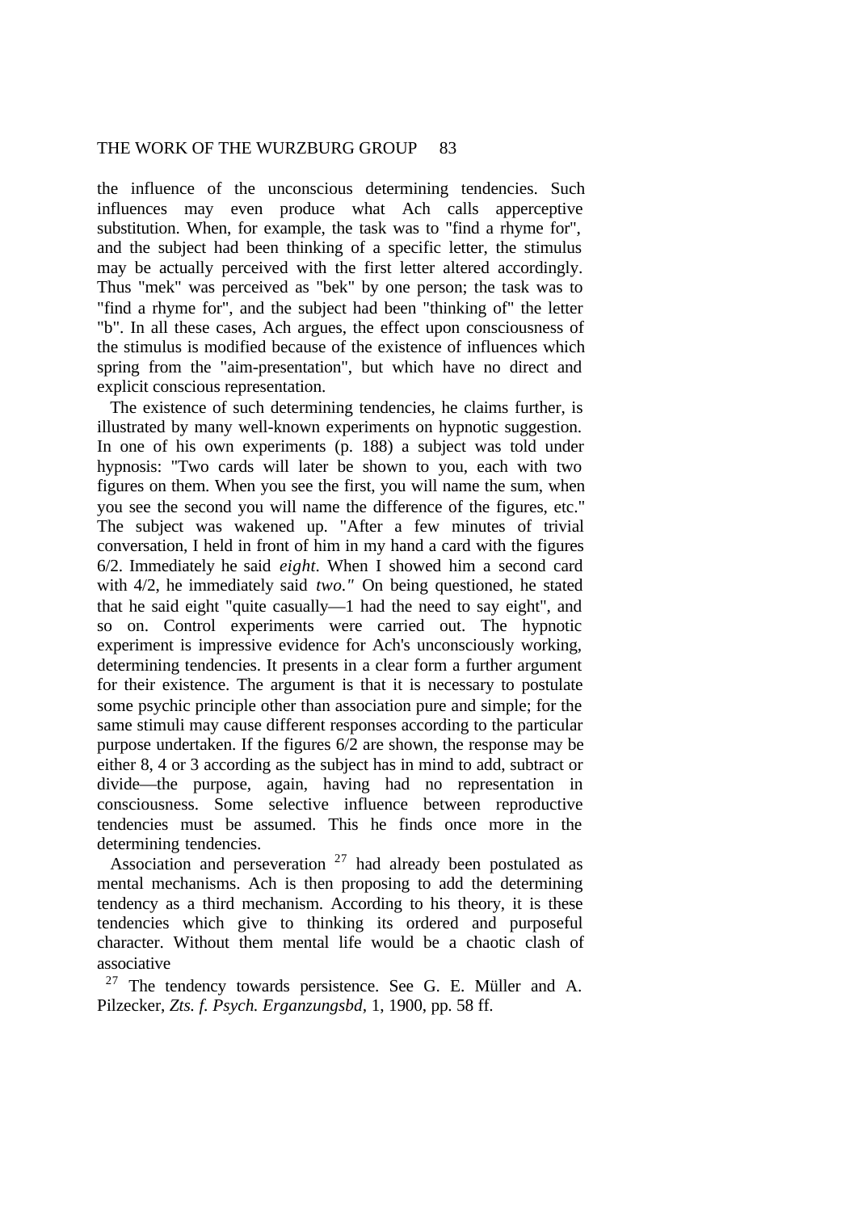the influence of the unconscious determining tendencies. Such influences may even produce what Ach calls apperceptive substitution. When, for example, the task was to "find a rhyme for", and the subject had been thinking of a specific letter, the stimulus may be actually perceived with the first letter altered accordingly. Thus "mek" was perceived as "bek" by one person; the task was to "find a rhyme for", and the subject had been "thinking of" the letter "b". In all these cases, Ach argues, the effect upon consciousness of the stimulus is modified because of the existence of influences which spring from the "aim-presentation", but which have no direct and explicit conscious representation.

The existence of such determining tendencies, he claims further, is illustrated by many well-known experiments on hypnotic suggestion. In one of his own experiments (p. 188) a subject was told under hypnosis: "Two cards will later be shown to you, each with two figures on them. When you see the first, you will name the sum, when you see the second you will name the difference of the figures, etc." The subject was wakened up. "After a few minutes of trivial conversation, I held in front of him in my hand a card with the figures 6/2. Immediately he said *eight*. When I showed him a second card with 4/2, he immediately said *two."* On being questioned, he stated that he said eight "quite casually—1 had the need to say eight", and so on. Control experiments were carried out. The hypnotic experiment is impressive evidence for Ach's unconsciously working, determining tendencies. It presents in a clear form a further argument for their existence. The argument is that it is necessary to postulate some psychic principle other than association pure and simple; for the same stimuli may cause different responses according to the particular purpose undertaken. If the figures 6/2 are shown, the response may be either 8, 4 or 3 according as the subject has in mind to add, subtract or divide—the purpose, again, having had no representation in consciousness. Some selective influence between reproductive tendencies must be assumed. This he finds once more in the determining tendencies.

Association and perseveration [27] had already been postulated as mental mechanisms. Ach is then proposing to add the determining tendency as a third mechanism. According to his theory, it is these tendencies which give to thinking its ordered and purposeful character. Without them mental life would be a chaotic clash of associative

[27] The tendency towards persistence. See G. E. Müller and A. Pilzecker, *Zts. f. Psych. Erganzungsbd,* 1, 1900, pp. 58 ff.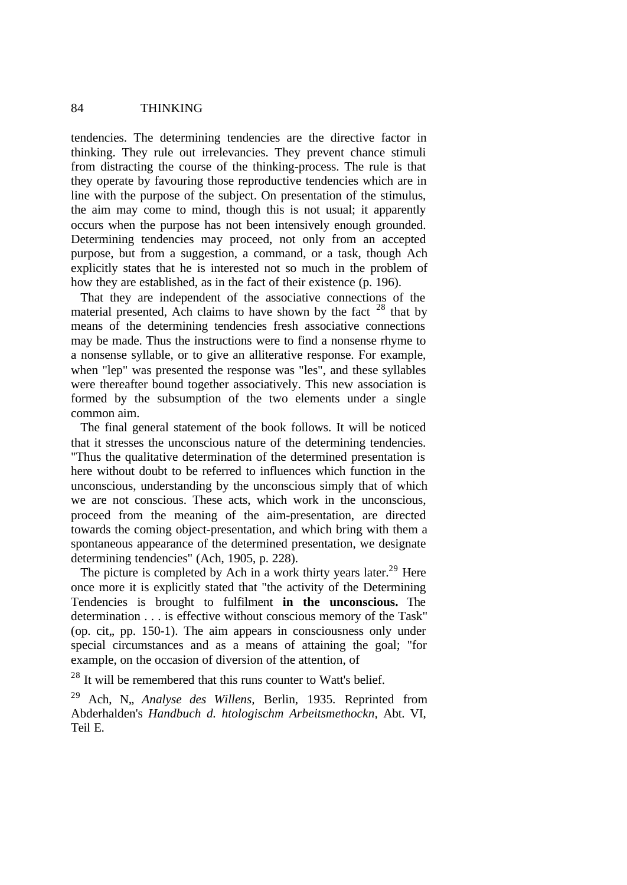tendencies. The determining tendencies are the directive factor in thinking. They rule out irrelevancies. They prevent chance stimuli from distracting the course of the thinking-process. The rule is that they operate by favouring those reproductive tendencies which are in line with the purpose of the subject. On presentation of the stimulus, the aim may come to mind, though this is not usual; it apparently occurs when the purpose has not been intensively enough grounded. Determining tendencies may proceed, not only from an accepted purpose, but from a suggestion, a command, or a task, though Ach explicitly states that he is interested not so much in the problem of how they are established, as in the fact of their existence (p. 196).

That they are independent of the associative connections of the material presented, Ach claims to have shown by the fact [28] that by means of the determining tendencies fresh associative connections may be made. Thus the instructions were to find a nonsense rhyme to a nonsense syllable, or to give an alliterative response. For example, when "lep" was presented the response was "les", and these syllables were thereafter bound together associatively. This new association is formed by the subsumption of the two elements under a single common aim.

The final general statement of the book follows. It will be noticed that it stresses the unconscious nature of the determining tendencies. "Thus the qualitative determination of the determined presentation is here without doubt to be referred to influences which function in the unconscious, understanding by the unconscious simply that of which we are not conscious. These acts, which work in the unconscious, proceed from the meaning of the aim-presentation, are directed towards the coming object-presentation, and which bring with them a spontaneous appearance of the determined presentation, we designate determining tendencies" (Ach, 1905, p. 228).

The picture is completed by Ach in a work thirty years later.[29] Here once more it is explicitly stated that "the activity of the Determining Tendencies is brought to fulfilment **in the unconscious.** The determination . . . is effective without conscious memory of the Task" (op. cit,, pp. 150-1). The aim appears in consciousness only under special circumstances and as a means of attaining the goal; "for example, on the occasion of diversion of the attention, of

[28] It will be remembered that this runs counter to Watt's belief.

[29] Ach, N,, *Analyse des Willens,* Berlin, 1935. Reprinted from Abderhalden's *Handbuch d. htologischm Arbeitsmethockn,* Abt. VI, Teil E.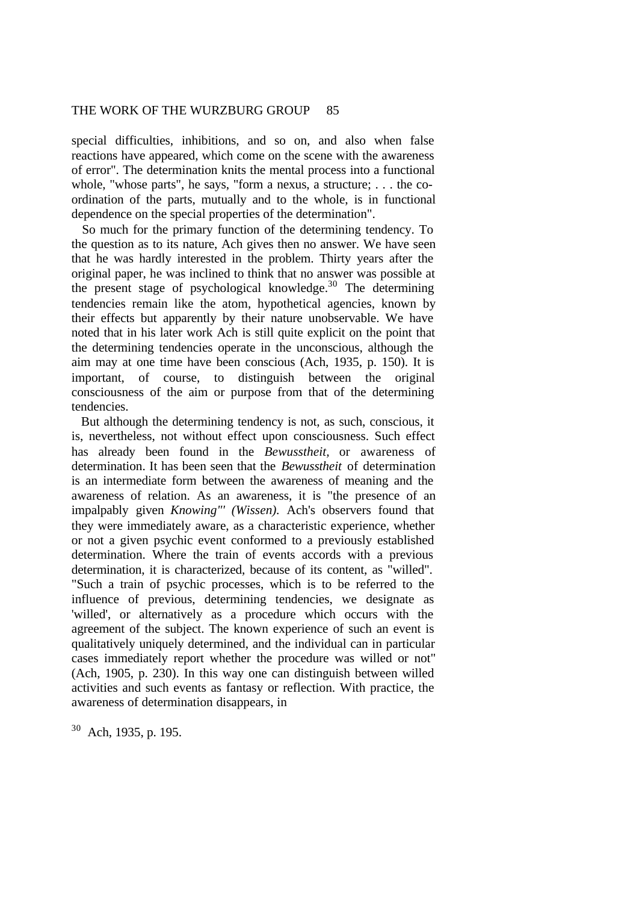special difficulties, inhibitions, and so on, and also when false reactions have appeared, which come on the scene with the awareness of error". The determination knits the mental process into a functional whole, "whose parts", he says, "form a nexus, a structure; . . . the co-ordination of the parts, mutually and to the whole, is in functional dependence on the special properties of the determination".

So much for the primary function of the determining tendency. To the question as to its nature, Ach gives then no answer. We have seen that he was hardly interested in the problem. Thirty years after the original paper, he was inclined to think that no answer was possible at the present stage of psychological knowledge.[30] The determining tendencies remain like the atom, hypothetical agencies, known by their effects but apparently by their nature unobservable. We have noted that in his later work Ach is still quite explicit on the point that the determining tendencies operate in the unconscious, although the aim may at one time have been conscious (Ach, 1935, p. 150). It is important, of course, to distinguish between the original consciousness of the aim or purpose from that of the determining tendencies.

But although the determining tendency is not, as such, conscious, it is, nevertheless, not without effect upon consciousness. Such effect has already been found in the *Bewusstheit*, or awareness of determination. It has been seen that the *Bewusstheit* of determination is an intermediate form between the awareness of meaning and the awareness of relation. As an awareness, it is "the presence of an impalpably given *Knowing"' (Wissen).* Ach's observers found that they were immediately aware, as a characteristic experience, whether or not a given psychic event conformed to a previously established determination. Where the train of events accords with a previous determination, it is characterized, because of its content, as "willed". "Such a train of psychic processes, which is to be referred to the influence of previous, determining tendencies, we designate as 'willed', or alternatively as a procedure which occurs with the agreement of the subject. The known experience of such an event is qualitatively uniquely determined, and the individual can in particular cases immediately report whether the procedure was willed or not" (Ach, 1905, p. 230). In this way one can distinguish between willed activities and such events as fantasy or reflection. With practice, the awareness of determination disappears, in

[30] Ach, 1935, p. 195.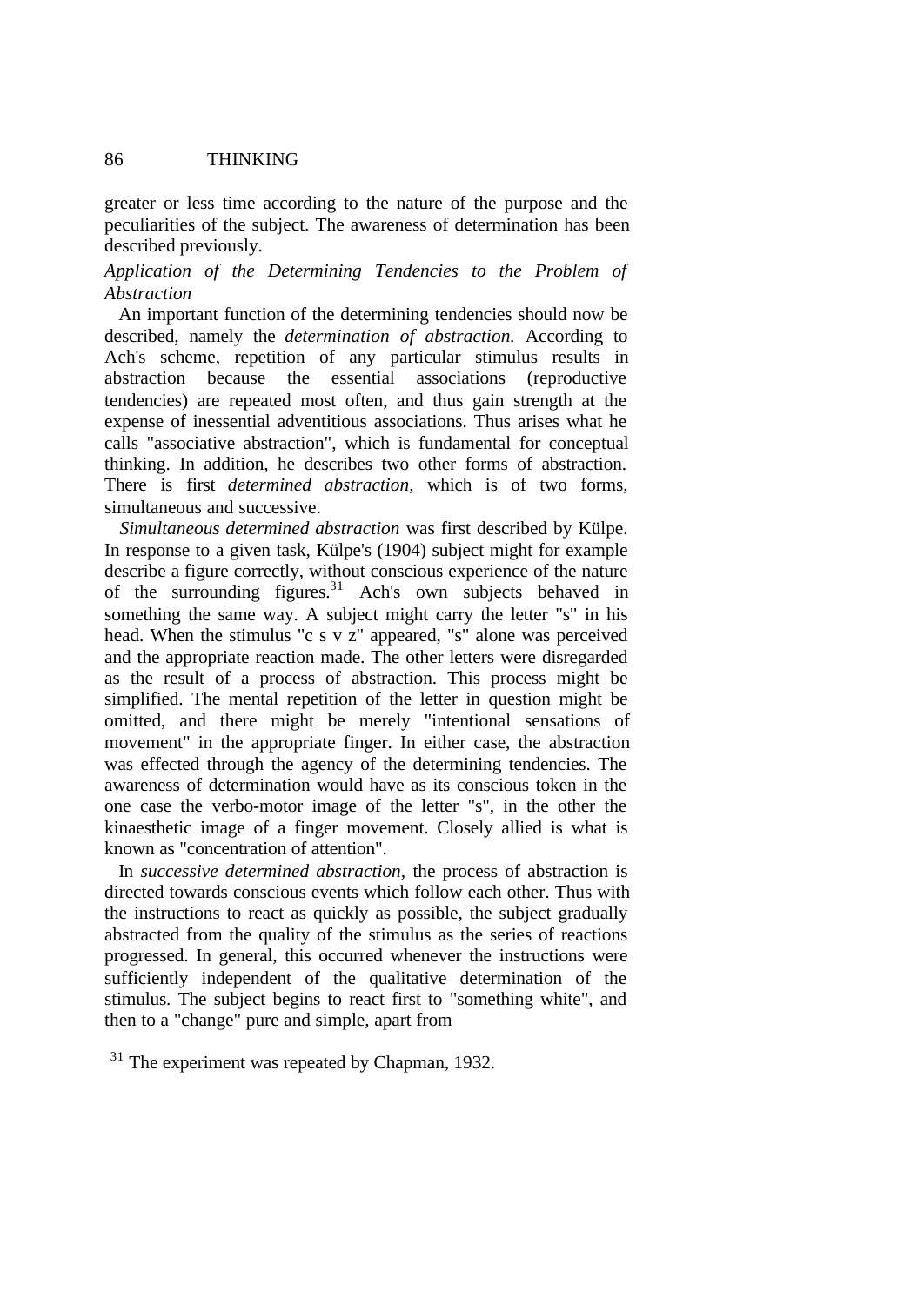greater or less time according to the nature of the purpose and the peculiarities of the subject. The awareness of determination has been described previously.

### *Application of the Determining Tendencies to the Problem of Abstraction*

An important function of the determining tendencies should now be described, namely the *determination of abstraction.* According to Ach's scheme, repetition of any particular stimulus results in abstraction because the essential associations (reproductive tendencies) are repeated most often, and thus gain strength at the expense of inessential adventitious associations. Thus arises what he calls "associative abstraction", which is fundamental for conceptual thinking. In addition, he describes two other forms of abstraction. There is first *determined abstraction,* which is of two forms, simultaneous and successive.

*Simultaneous determined abstraction* was first described by Külpe. In response to a given task, Külpe's (1904) subject might for example describe a figure correctly, without conscious experience of the nature of the surrounding figures.[31] Ach's own subjects behaved in something the same way. A subject might carry the letter "s" in his head. When the stimulus "c s v z" appeared, "s" alone was perceived and the appropriate reaction made. The other letters were disregarded as the result of a process of abstraction. This process might be simplified. The mental repetition of the letter in question might be omitted, and there might be merely "intentional sensations of movement" in the appropriate finger. In either case, the abstraction was effected through the agency of the determining tendencies. The awareness of determination would have as its conscious token in the one case the verbo-motor image of the letter "s", in the other the kinaesthetic image of a finger movement. Closely allied is what is known as "concentration of attention".

In *successive determined abstraction,* the process of abstraction is directed towards conscious events which follow each other. Thus with the instructions to react as quickly as possible, the subject gradually abstracted from the quality of the stimulus as the series of reactions progressed. In general, this occurred whenever the instructions were sufficiently independent of the qualitative determination of the stimulus. The subject begins to react first to "something white", and then to a "change" pure and simple, apart from

[31] The experiment was repeated by Chapman, 1932.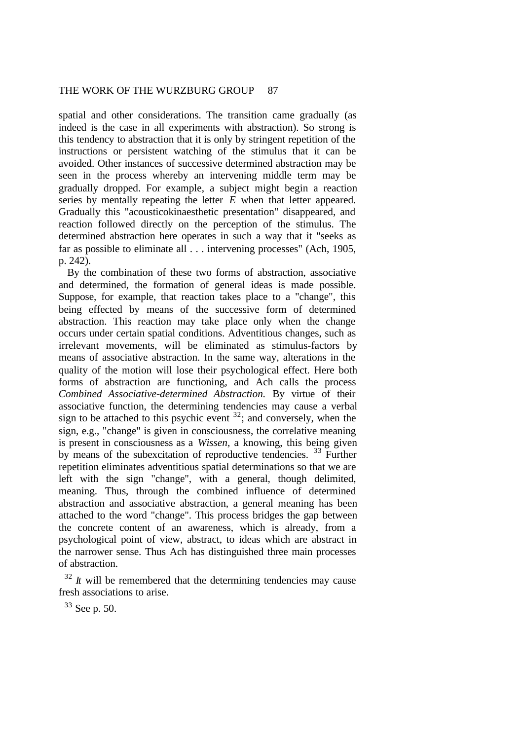spatial and other considerations. The transition came gradually (as indeed is the case in all experiments with abstraction). So strong is this tendency to abstraction that it is only by stringent repetition of the instructions or persistent watching of the stimulus that it can be avoided. Other instances of successive determined abstraction may be seen in the process whereby an intervening middle term may be gradually dropped. For example, a subject might begin a reaction series by mentally repeating the letter *E* when that letter appeared. Gradually this "acousticokinaesthetic presentation" disappeared, and reaction followed directly on the perception of the stimulus. The determined abstraction here operates in such a way that it "seeks as far as possible to eliminate all . . . intervening processes" (Ach, 1905, p. 242).

By the combination of these two forms of abstraction, associative and determined, the formation of general ideas is made possible. Suppose, for example, that reaction takes place to a "change", this being effected by means of the successive form of determined abstraction. This reaction may take place only when the change occurs under certain spatial conditions. Adventitious changes, such as irrelevant movements, will be eliminated as stimulus-factors by means of associative abstraction. In the same way, alterations in the quality of the motion will lose their psychological effect. Here both forms of abstraction are functioning, and Ach calls the process *Combined Associative-determined Abstraction.* By virtue of their associative function, the determining tendencies may cause a verbal sign to be attached to this psychic event [32]; and conversely, when the sign, e.g., "change" is given in consciousness, the correlative meaning is present in consciousness as a *Wissen,* a knowing, this being given by means of the subexcitation of reproductive tendencies. [33] Further repetition eliminates adventitious spatial determinations so that we are left with the sign "change", with a general, though delimited, meaning. Thus, through the combined influence of determined abstraction and associative abstraction, a general meaning has been attached to the word "change". This process bridges the gap between the concrete content of an awareness, which is already, from a psychological point of view, abstract, to ideas which are abstract in the narrower sense. Thus Ach has distinguished three main processes of abstraction.

[32] *It* will be remembered that the determining tendencies may cause fresh associations to arise.

[33] See p. 50.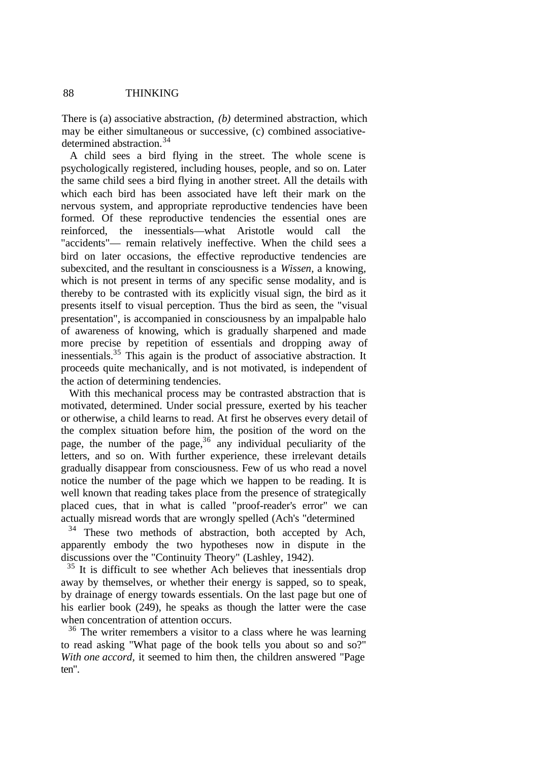There is (a) associative abstraction, *(b)* determined abstraction, which may be either simultaneous or successive, (c) combined associative-determined abstraction.[34]

A child sees a bird flying in the street. The whole scene is psychologically registered, including houses, people, and so on. Later the same child sees a bird flying in another street. All the details with which each bird has been associated have left their mark on the nervous system, and appropriate reproductive tendencies have been formed. Of these reproductive tendencies the essential ones are reinforced, the inessentials—what Aristotle would call the "accidents"— remain relatively ineffective. When the child sees a bird on later occasions, the effective reproductive tendencies are subexcited, and the resultant in consciousness is a *Wissen,* a knowing, which is not present in terms of any specific sense modality, and is thereby to be contrasted with its explicitly visual sign, the bird as it presents itself to visual perception. Thus the bird as seen, the "visual presentation", is accompanied in consciousness by an impalpable halo of awareness of knowing, which is gradually sharpened and made more precise by repetition of essentials and dropping away of inessentials.[35] This again is the product of associative abstraction. It proceeds quite mechanically, and is not motivated, is independent of the action of determining tendencies.

With this mechanical process may be contrasted abstraction that is motivated, determined. Under social pressure, exerted by his teacher or otherwise, a child learns to read. At first he observes every detail of the complex situation before him, the position of the word on the page, the number of the page,[36] any individual peculiarity of the letters, and so on. With further experience, these irrelevant details gradually disappear from consciousness. Few of us who read a novel notice the number of the page which we happen to be reading. It is well known that reading takes place from the presence of strategically placed cues, that in what is called "proof-reader's error" we can actually misread words that are wrongly spelled (Ach's "determined

[34] These two methods of abstraction, both accepted by Ach, apparently embody the two hypotheses now in dispute in the discussions over the "Continuity Theory" (Lashley, 1942).

[35] It is difficult to see whether Ach believes that inessentials drop away by themselves, or whether their energy is sapped, so to speak, by drainage of energy towards essentials. On the last page but one of his earlier book (249), he speaks as though the latter were the case when concentration of attention occurs.

[36] The writer remembers a visitor to a class where he was learning to read asking "What page of the book tells you about so and so?" *With one accord,* it seemed to him then, the children answered "Page ten".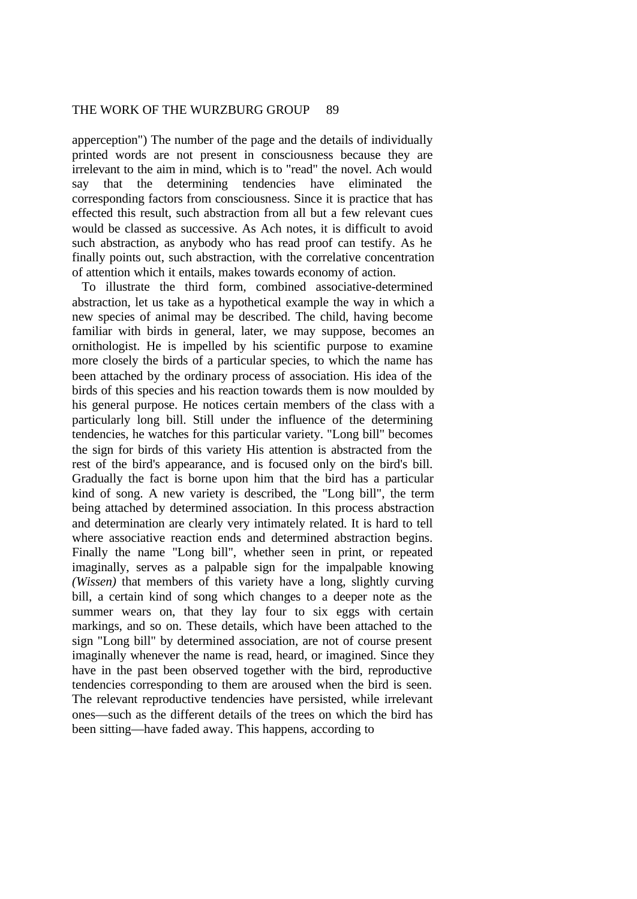apperception") The number of the page and the details of individually printed words are not present in consciousness because they are irrelevant to the aim in mind, which is to "read" the novel. Ach would say that the determining tendencies have eliminated the corresponding factors from consciousness. Since it is practice that has effected this result, such abstraction from all but a few relevant cues would be classed as successive. As Ach notes, it is difficult to avoid such abstraction, as anybody who has read proof can testify. As he finally points out, such abstraction, with the correlative concentration of attention which it entails, makes towards economy of action.

To illustrate the third form, combined associative-determined abstraction, let us take as a hypothetical example the way in which a new species of animal may be described. The child, having become familiar with birds in general, later, we may suppose, becomes an ornithologist. He is impelled by his scientific purpose to examine more closely the birds of a particular species, to which the name has been attached by the ordinary process of association. His idea of the birds of this species and his reaction towards them is now moulded by his general purpose. He notices certain members of the class with a particularly long bill. Still under the influence of the determining tendencies, he watches for this particular variety. "Long bill" becomes the sign for birds of this variety His attention is abstracted from the rest of the bird's appearance, and is focused only on the bird's bill. Gradually the fact is borne upon him that the bird has a particular kind of song. A new variety is described, the "Long bill", the term being attached by determined association. In this process abstraction and determination are clearly very intimately related. It is hard to tell where associative reaction ends and determined abstraction begins. Finally the name "Long bill", whether seen in print, or repeated imaginally, serves as a palpable sign for the impalpable knowing *(Wissen)* that members of this variety have a long, slightly curving bill, a certain kind of song which changes to a deeper note as the summer wears on, that they lay four to six eggs with certain markings, and so on. These details, which have been attached to the sign "Long bill" by determined association, are not of course present imaginally whenever the name is read, heard, or imagined. Since they have in the past been observed together with the bird, reproductive tendencies corresponding to them are aroused when the bird is seen. The relevant reproductive tendencies have persisted, while irrelevant ones—such as the different details of the trees on which the bird has been sitting—have faded away. This happens, according to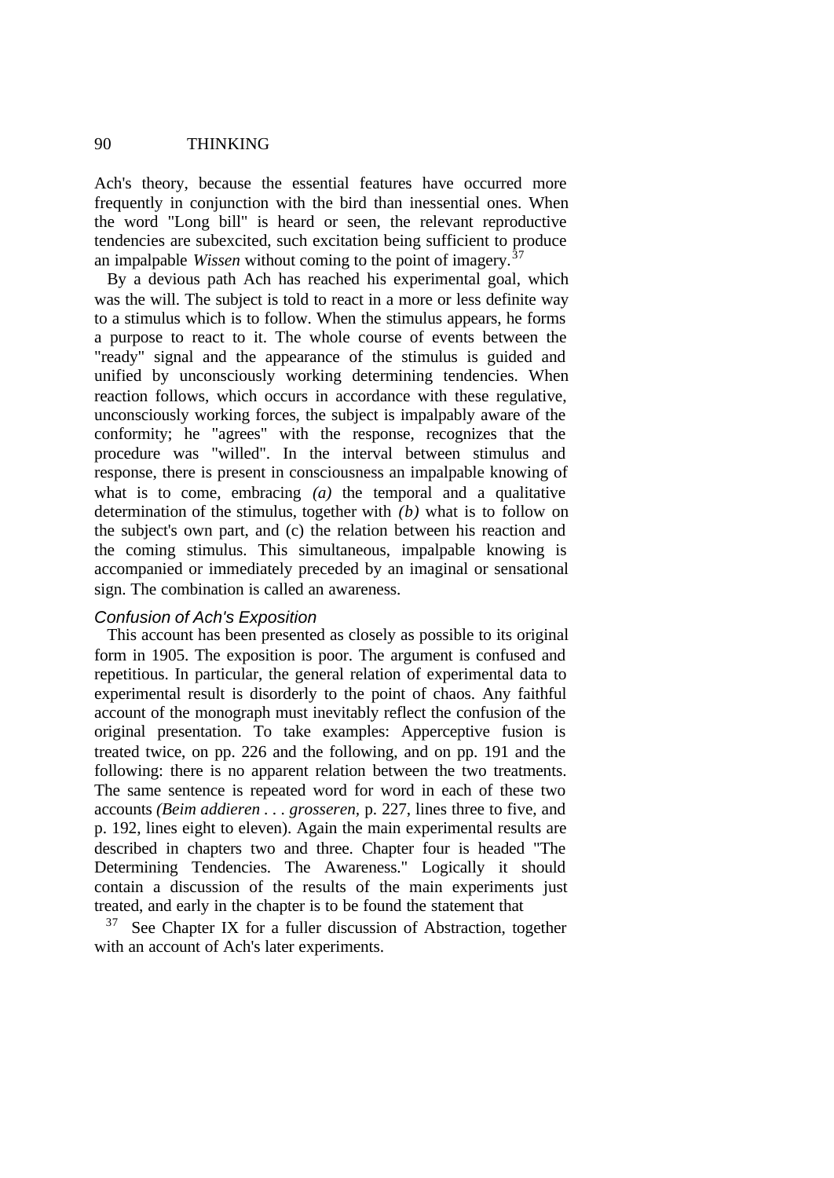Ach's theory, because the essential features have occurred more frequently in conjunction with the bird than inessential ones. When the word "Long bill" is heard or seen, the relevant reproductive tendencies are subexcited, such excitation being sufficient to produce an impalpable *Wissen* without coming to the point of imagery.[37]

By a devious path Ach has reached his experimental goal, which was the will. The subject is told to react in a more or less definite way to a stimulus which is to follow. When the stimulus appears, he forms a purpose to react to it. The whole course of events between the "ready" signal and the appearance of the stimulus is guided and unified by unconsciously working determining tendencies. When reaction follows, which occurs in accordance with these regulative, unconsciously working forces, the subject is impalpably aware of the conformity; he "agrees" with the response, recognizes that the procedure was "willed". In the interval between stimulus and response, there is present in consciousness an impalpable knowing of what is to come, embracing *(a)* the temporal and a qualitative determination of the stimulus, together with *(b)* what is to follow on the subject's own part, and (c) the relation between his reaction and the coming stimulus. This simultaneous, impalpable knowing is accompanied or immediately preceded by an imaginal or sensational sign. The combination is called an awareness.

### *Confusion of Ach's Exposition*

This account has been presented as closely as possible to its original form in 1905. The exposition is poor. The argument is confused and repetitious. In particular, the general relation of experimental data to experimental result is disorderly to the point of chaos. Any faithful account of the monograph must inevitably reflect the confusion of the original presentation. To take examples: Apperceptive fusion is treated twice, on pp. 226 and the following, and on pp. 191 and the following: there is no apparent relation between the two treatments. The same sentence is repeated word for word in each of these two accounts *(Beim addieren . . . grosseren*, p. 227, lines three to five, and p. 192, lines eight to eleven). Again the main experimental results are described in chapters two and three. Chapter four is headed "The Determining Tendencies. The Awareness." Logically it should contain a discussion of the results of the main experiments just treated, and early in the chapter is to be found the statement that

[37] See Chapter IX for a fuller discussion of Abstraction, together with an account of Ach's later experiments.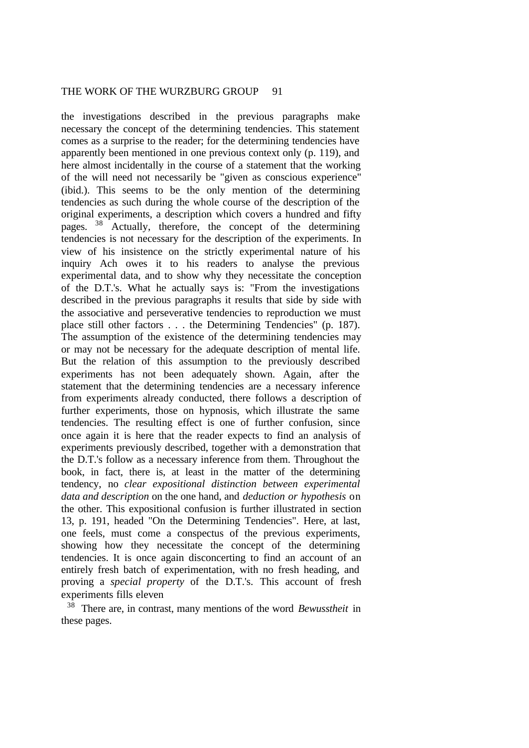the investigations described in the previous paragraphs make necessary the concept of the determining tendencies. This statement comes as a surprise to the reader; for the determining tendencies have apparently been mentioned in one previous context only (p. 119), and here almost incidentally in the course of a statement that the working of the will need not necessarily be "given as conscious experience" (ibid.). This seems to be the only mention of the determining tendencies as such during the whole course of the description of the original experiments, a description which covers a hundred and fifty pages. [38] Actually, therefore, the concept of the determining tendencies is not necessary for the description of the experiments. In view of his insistence on the strictly experimental nature of his inquiry Ach owes it to his readers to analyse the previous experimental data, and to show why they necessitate the conception of the D.T.'s. What he actually says is: "From the investigations described in the previous paragraphs it results that side by side with the associative and perseverative tendencies to reproduction we must place still other factors . . . the Determining Tendencies" (p. 187). The assumption of the existence of the determining tendencies may or may not be necessary for the adequate description of mental life. But the relation of this assumption to the previously described experiments has not been adequately shown. Again, after the statement that the determining tendencies are a necessary inference from experiments already conducted, there follows a description of further experiments, those on hypnosis, which illustrate the same tendencies. The resulting effect is one of further confusion, since once again it is here that the reader expects to find an analysis of experiments previously described, together with a demonstration that the D.T.'s follow as a necessary inference from them. Throughout the book, in fact, there is, at least in the matter of the determining tendency, no *clear expositional distinction between experimental data and description* on the one hand, and *deduction or hypothesis* on the other. This expositional confusion is further illustrated in section 13, p. 191, headed "On the Determining Tendencies". Here, at last, one feels, must come a conspectus of the previous experiments, showing how they necessitate the concept of the determining tendencies. It is once again disconcerting to find an account of an entirely fresh batch of experimentation, with no fresh heading, and proving a *special property* of the D.T.'s. This account of fresh experiments fills eleven

[38] There are, in contrast, many mentions of the word *Bewusstheit* in these pages.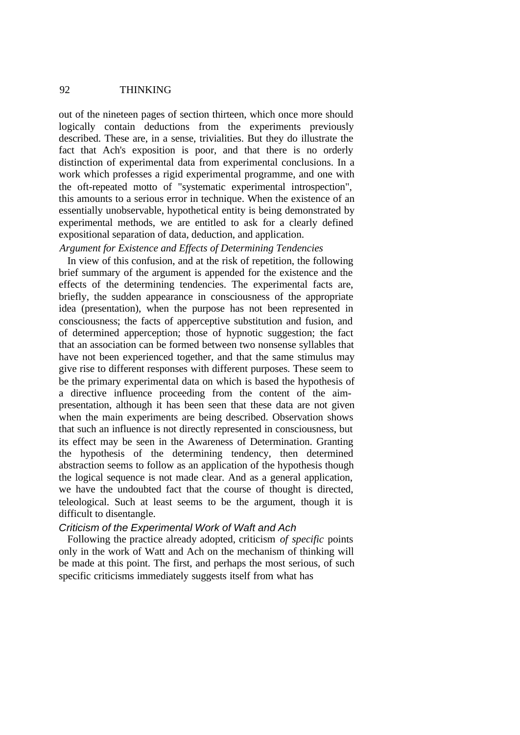out of the nineteen pages of section thirteen, which once more should logically contain deductions from the experiments previously described. These are, in a sense, trivialities. But they do illustrate the fact that Ach's exposition is poor, and that there is no orderly distinction of experimental data from experimental conclusions. In a work which professes a rigid experimental programme, and one with the oft-repeated motto of "systematic experimental introspection", this amounts to a serious error in technique. When the existence of an essentially unobservable, hypothetical entity is being demonstrated by experimental methods, we are entitled to ask for a clearly defined expositional separation of data, deduction, and application.

### *Argument for Existence and Effects of Determining Tendencies*

In view of this confusion, and at the risk of repetition, the following brief summary of the argument is appended for the existence and the effects of the determining tendencies. The experimental facts are, briefly, the sudden appearance in consciousness of the appropriate idea (presentation), when the purpose has not been represented in consciousness; the facts of apperceptive substitution and fusion, and of determined apperception; those of hypnotic suggestion; the fact that an association can be formed between two nonsense syllables that have not been experienced together, and that the same stimulus may give rise to different responses with different purposes. These seem to be the primary experimental data on which is based the hypothesis of a directive influence proceeding from the content of the aim-presentation, although it has been seen that these data are not given when the main experiments are being described. Observation shows that such an influence is not directly represented in consciousness, but its effect may be seen in the Awareness of Determination. Granting the hypothesis of the determining tendency, then determined abstraction seems to follow as an application of the hypothesis though the logical sequence is not made clear. And as a general application, we have the undoubted fact that the course of thought is directed, teleological. Such at least seems to be the argument, though it is difficult to disentangle.

### *Criticism of the Experimental Work of Waft and Ach*

Following the practice already adopted, criticism *of specific* points only in the work of Watt and Ach on the mechanism of thinking will be made at this point. The first, and perhaps the most serious, of such specific criticisms immediately suggests itself from what has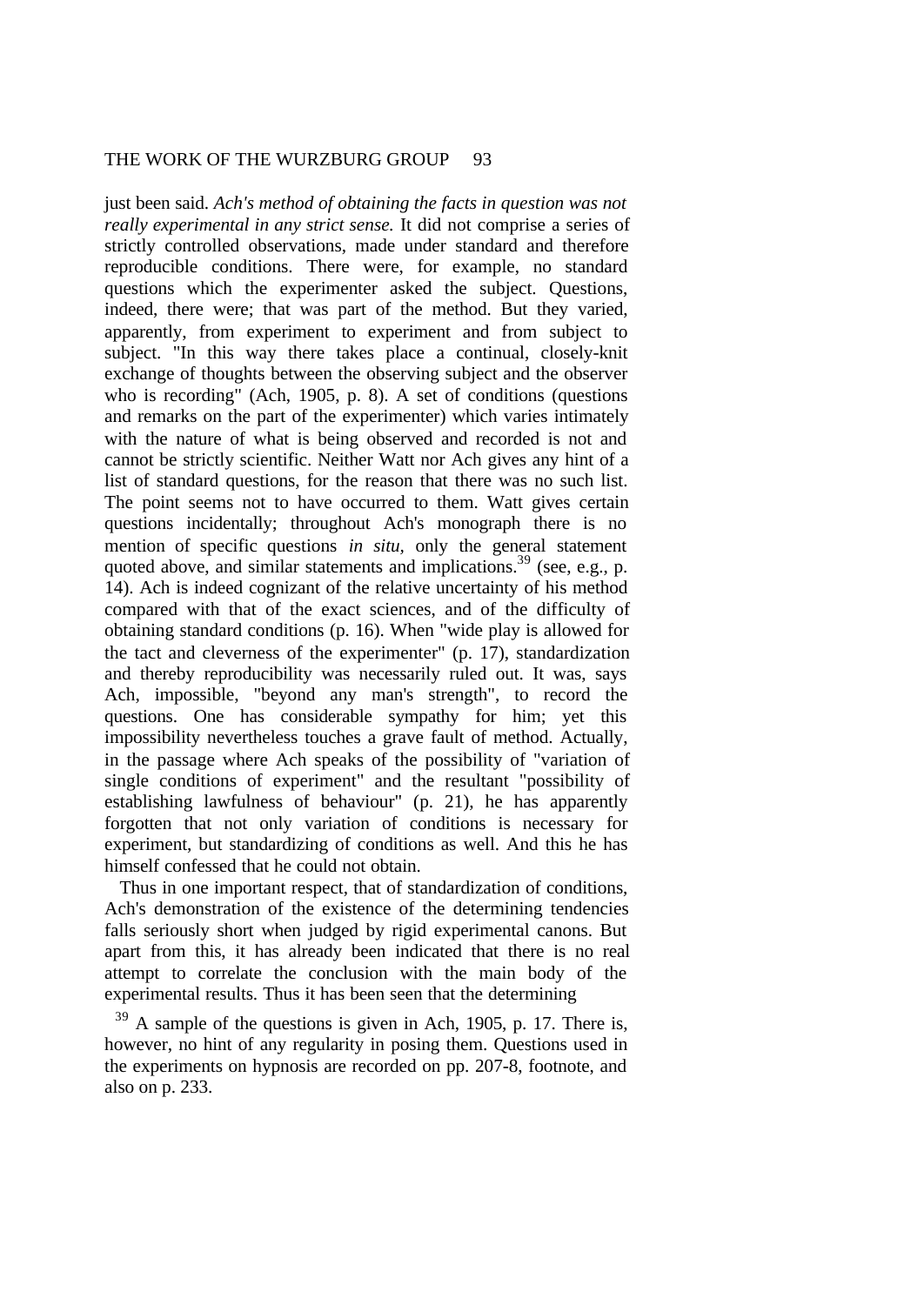just been said. *Ach's method of obtaining the facts in question was not really experimental in any strict sense.* It did not comprise a series of strictly controlled observations, made under standard and therefore reproducible conditions. There were, for example, no standard questions which the experimenter asked the subject. Questions, indeed, there were; that was part of the method. But they varied, apparently, from experiment to experiment and from subject to subject. "In this way there takes place a continual, closely-knit exchange of thoughts between the observing subject and the observer who is recording" (Ach, 1905, p. 8). A set of conditions (questions and remarks on the part of the experimenter) which varies intimately with the nature of what is being observed and recorded is not and cannot be strictly scientific. Neither Watt nor Ach gives any hint of a list of standard questions, for the reason that there was no such list. The point seems not to have occurred to them. Watt gives certain questions incidentally; throughout Ach's monograph there is no mention of specific questions *in situ*, only the general statement quoted above, and similar statements and implications.[39] (see, e.g., p. 14). Ach is indeed cognizant of the relative uncertainty of his method compared with that of the exact sciences, and of the difficulty of obtaining standard conditions (p. 16). When "wide play is allowed for the tact and cleverness of the experimenter" (p. 17), standardization and thereby reproducibility was necessarily ruled out. It was, says Ach, impossible, "beyond any man's strength", to record the questions. One has considerable sympathy for him; yet this impossibility nevertheless touches a grave fault of method. Actually, in the passage where Ach speaks of the possibility of "variation of single conditions of experiment" and the resultant "possibility of establishing lawfulness of behaviour" (p. 21), he has apparently forgotten that not only variation of conditions is necessary for experiment, but standardizing of conditions as well. And this he has himself confessed that he could not obtain.

Thus in one important respect, that of standardization of conditions, Ach's demonstration of the existence of the determining tendencies falls seriously short when judged by rigid experimental canons. But apart from this, it has already been indicated that there is no real attempt to correlate the conclusion with the main body of the experimental results. Thus it has been seen that the determining

[39] A sample of the questions is given in Ach, 1905, p. 17. There is, however, no hint of any regularity in posing them. Questions used in the experiments on hypnosis are recorded on pp. 207-8, footnote, and also on p. 233.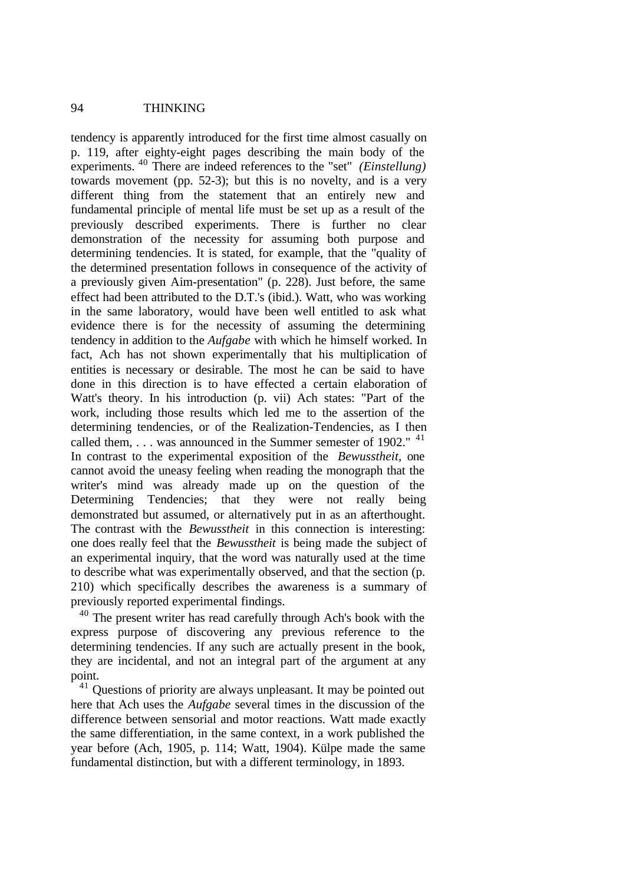tendency is apparently introduced for the first time almost casually on p. 119, after eighty-eight pages describing the main body of the experiments. [40] There are indeed references to the "set" *(Einstellung)* towards movement (pp. 52-3); but this is no novelty, and is a very different thing from the statement that an entirely new and fundamental principle of mental life must be set up as a result of the previously described experiments. There is further no clear demonstration of the necessity for assuming both purpose and determining tendencies. It is stated, for example, that the "quality of the determined presentation follows in consequence of the activity of a previously given Aim-presentation" (p. 228). Just before, the same effect had been attributed to the D.T.'s (ibid.). Watt, who was working in the same laboratory, would have been well entitled to ask what evidence there is for the necessity of assuming the determining tendency in addition to the *Aufgabe* with which he himself worked. In fact, Ach has not shown experimentally that his multiplication of entities is necessary or desirable. The most he can be said to have done in this direction is to have effected a certain elaboration of Watt's theory. In his introduction (p. vii) Ach states: "Part of the work, including those results which led me to the assertion of the determining tendencies, or of the Realization-Tendencies, as I then called them, . . . was announced in the Summer semester of 1902." [41] In contrast to the experimental exposition of the *Bewusstheit*, one cannot avoid the uneasy feeling when reading the monograph that the writer's mind was already made up on the question of the Determining Tendencies; that they were not really being demonstrated but assumed, or alternatively put in as an afterthought. The contrast with the *Bewusstheit* in this connection is interesting: one does really feel that the *Bewusstheit* is being made the subject of an experimental inquiry, that the word was naturally used at the time to describe what was experimentally observed, and that the section (p. 210) which specifically describes the awareness is a summary of previously reported experimental findings.

[40] The present writer has read carefully through Ach's book with the express purpose of discovering any previous reference to the determining tendencies. If any such are actually present in the book, they are incidental, and not an integral part of the argument at any point.

[41] Questions of priority are always unpleasant. It may be pointed out here that Ach uses the *Aufgabe* several times in the discussion of the difference between sensorial and motor reactions. Watt made exactly the same differentiation, in the same context, in a work published the year before (Ach, 1905, p. 114; Watt, 1904). Külpe made the same fundamental distinction, but with a different terminology, in 1893.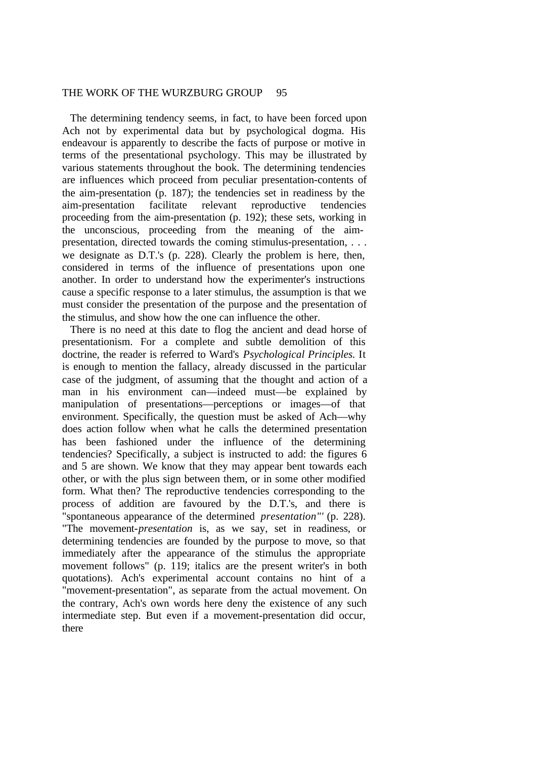The determining tendency seems, in fact, to have been forced upon Ach not by experimental data but by psychological dogma. His endeavour is apparently to describe the facts of purpose or motive in terms of the presentational psychology. This may be illustrated by various statements throughout the book. The determining tendencies are influences which proceed from peculiar presentation-contents of the aim-presentation (p. 187); the tendencies set in readiness by the aim-presentation facilitate relevant reproductive tendencies proceeding from the aim-presentation (p. 192); these sets, working in the unconscious, proceeding from the meaning of the aim-presentation, directed towards the coming stimulus-presentation, . . . we designate as D.T.'s (p. 228). Clearly the problem is here, then, considered in terms of the influence of presentations upon one another. In order to understand how the experimenter's instructions cause a specific response to a later stimulus, the assumption is that we must consider the presentation of the purpose and the presentation of the stimulus, and show how the one can influence the other.

There is no need at this date to flog the ancient and dead horse of presentationism. For a complete and subtle demolition of this doctrine, the reader is referred to Ward's *Psychological Principles.* It is enough to mention the fallacy, already discussed in the particular case of the judgment, of assuming that the thought and action of a man in his environment can—indeed must—be explained by manipulation of presentations—perceptions or images—of that environment. Specifically, the question must be asked of Ach—why does action follow when what he calls the determined presentation has been fashioned under the influence of the determining tendencies? Specifically, a subject is instructed to add: the figures 6 and 5 are shown. We know that they may appear bent towards each other, or with the plus sign between them, or in some other modified form. What then? The reproductive tendencies corresponding to the process of addition are favoured by the D.T.'s, and there is "spontaneous appearance of the determined *presentation*" (p. 228). "The movement-*presentation* is, as we say, set in readiness, or determining tendencies are founded by the purpose to move, so that immediately after the appearance of the stimulus the appropriate movement follows" (p. 119; italics are the present writer's in both quotations). Ach's experimental account contains no hint of a "movement-presentation", as separate from the actual movement. On the contrary, Ach's own words here deny the existence of any such intermediate step. But even if a movement-presentation did occur, there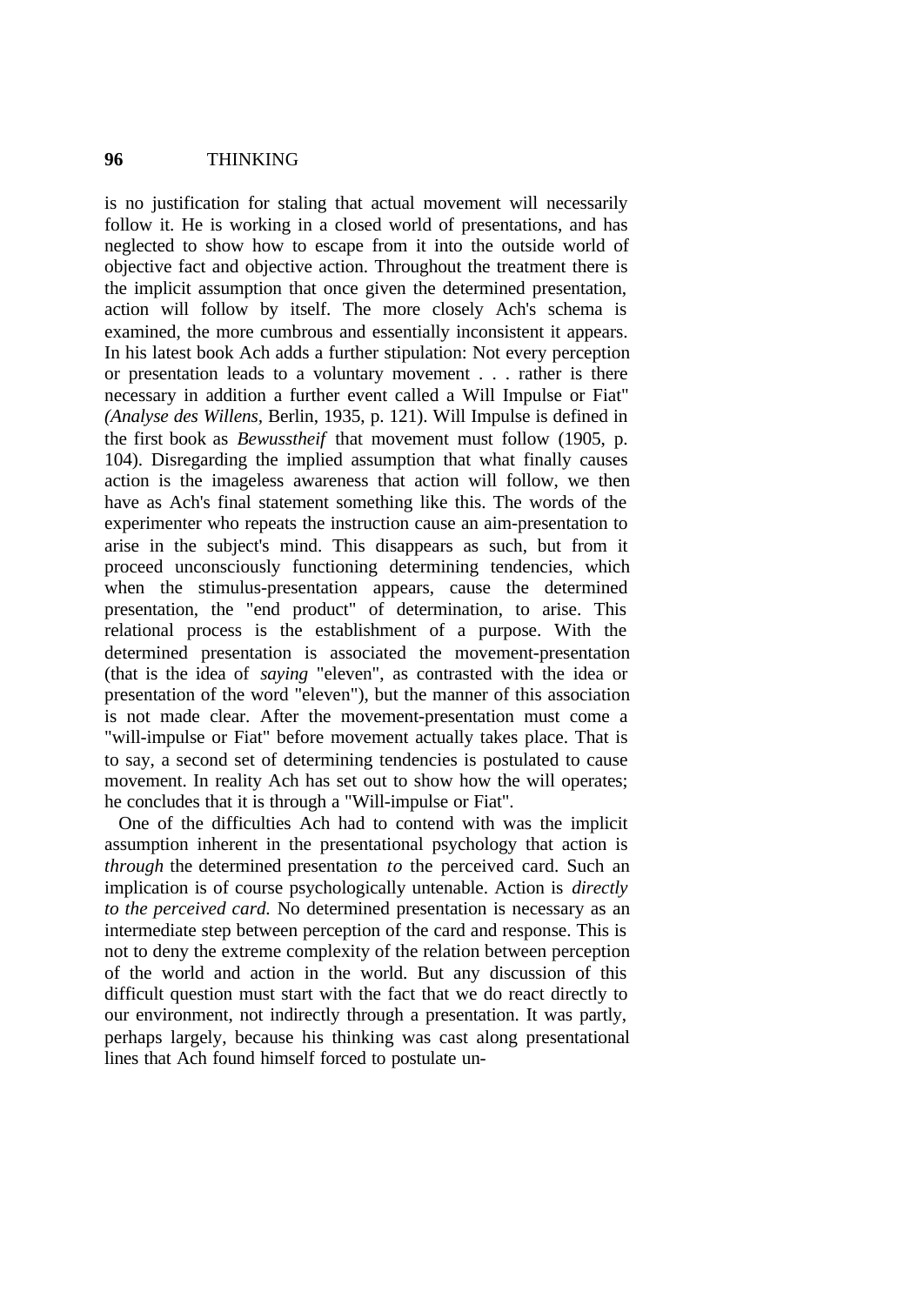is no justification for staling that actual movement will necessarily follow it. He is working in a closed world of presentations, and has neglected to show how to escape from it into the outside world of objective fact and objective action. Throughout the treatment there is the implicit assumption that once given the determined presentation, action will follow by itself. The more closely Ach's schema is examined, the more cumbrous and essentially inconsistent it appears. In his latest book Ach adds a further stipulation: Not every perception or presentation leads to a voluntary movement . . . rather is there necessary in addition a further event called a Will Impulse or Fiat" *(Analyse des Willens,* Berlin, 1935, p. 121). Will Impulse is defined in the first book as *Bewusstheif* that movement must follow (1905, p. 104). Disregarding the implied assumption that what finally causes action is the imageless awareness that action will follow, we then have as Ach's final statement something like this. The words of the experimenter who repeats the instruction cause an aim-presentation to arise in the subject's mind. This disappears as such, but from it proceed unconsciously functioning determining tendencies, which when the stimulus-presentation appears, cause the determined presentation, the "end product" of determination, to arise. This relational process is the establishment of a purpose. With the determined presentation is associated the movement-presentation (that is the idea of *saying* "eleven", as contrasted with the idea or presentation of the word "eleven"), but the manner of this association is not made clear. After the movement-presentation must come a "will-impulse or Fiat" before movement actually takes place. That is to say, a second set of determining tendencies is postulated to cause movement. In reality Ach has set out to show how the will operates; he concludes that it is through a "Will-impulse or Fiat".

One of the difficulties Ach had to contend with was the implicit assumption inherent in the presentational psychology that action is *through* the determined presentation *to* the perceived card. Such an implication is of course psychologically untenable. Action is *directly to the perceived card.* No determined presentation is necessary as an intermediate step between perception of the card and response. This is not to deny the extreme complexity of the relation between perception of the world and action in the world. But any discussion of this difficult question must start with the fact that we do react directly to our environment, not indirectly through a presentation. It was partly, perhaps largely, because his thinking was cast along presentational lines that Ach found himself forced to postulate un-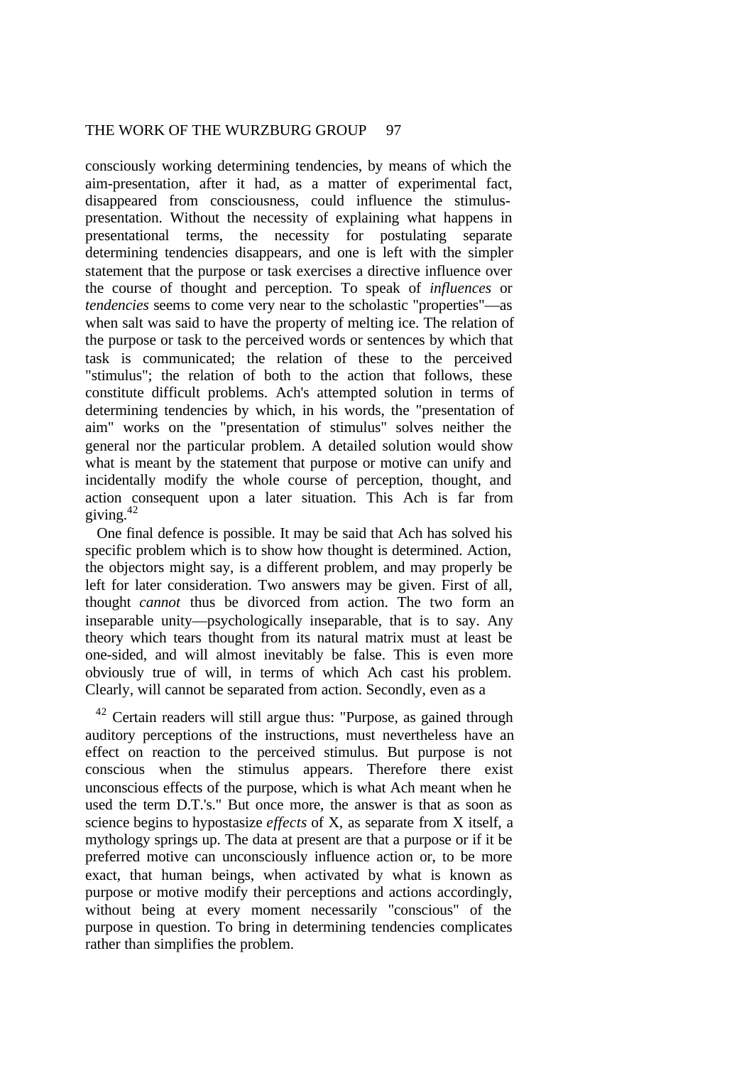consciously working determining tendencies, by means of which the aim-presentation, after it had, as a matter of experimental fact, disappeared from consciousness, could influence the stimulus-presentation. Without the necessity of explaining what happens in presentational terms, the necessity for postulating separate determining tendencies disappears, and one is left with the simpler statement that the purpose or task exercises a directive influence over the course of thought and perception. To speak of *influences* or *tendencies* seems to come very near to the scholastic "properties"—as when salt was said to have the property of melting ice. The relation of the purpose or task to the perceived words or sentences by which that task is communicated; the relation of these to the perceived "stimulus"; the relation of both to the action that follows, these constitute difficult problems. Ach's attempted solution in terms of determining tendencies by which, in his words, the "presentation of aim" works on the "presentation of stimulus" solves neither the general nor the particular problem. A detailed solution would show what is meant by the statement that purpose or motive can unify and incidentally modify the whole course of perception, thought, and action consequent upon a later situation. This Ach is far from giving.[42]

One final defence is possible. It may be said that Ach has solved his specific problem which is to show how thought is determined. Action, the objectors might say, is a different problem, and may properly be left for later consideration. Two answers may be given. First of all, thought *cannot* thus be divorced from action. The two form an inseparable unity—psychologically inseparable, that is to say. Any theory which tears thought from its natural matrix must at least be one-sided, and will almost inevitably be false. This is even more obviously true of will, in terms of which Ach cast his problem. Clearly, will cannot be separated from action. Secondly, even as a

[42] Certain readers will still argue thus: "Purpose, as gained through auditory perceptions of the instructions, must nevertheless have an effect on reaction to the perceived stimulus. But purpose is not conscious when the stimulus appears. Therefore there exist unconscious effects of the purpose, which is what Ach meant when he used the term D.T.'s." But once more, the answer is that as soon as science begins to hypostasize *effects* of X, as separate from X itself, a mythology springs up. The data at present are that a purpose or if it be preferred motive can unconsciously influence action or, to be more exact, that human beings, when activated by what is known as purpose or motive modify their perceptions and actions accordingly, without being at every moment necessarily "conscious" of the purpose in question. To bring in determining tendencies complicates rather than simplifies the problem.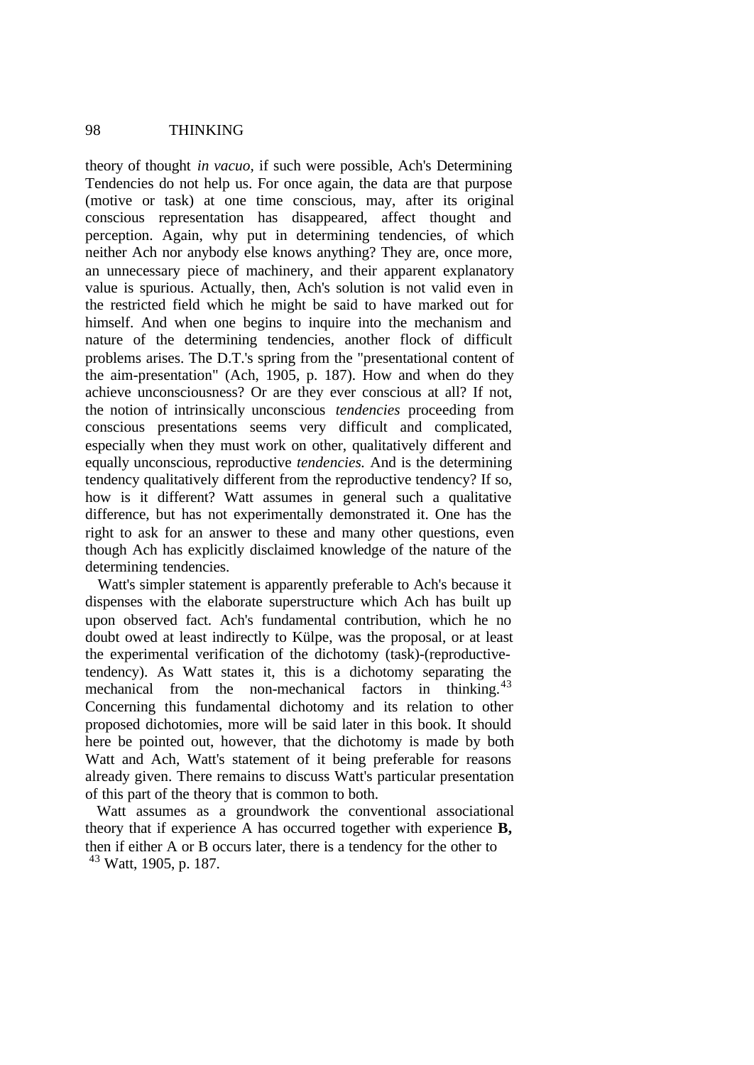theory of thought *in vacuo*, if such were possible, Ach's Determining Tendencies do not help us. For once again, the data are that purpose (motive or task) at one time conscious, may, after its original conscious representation has disappeared, affect thought and perception. Again, why put in determining tendencies, of which neither Ach nor anybody else knows anything? They are, once more, an unnecessary piece of machinery, and their apparent explanatory value is spurious. Actually, then, Ach's solution is not valid even in the restricted field which he might be said to have marked out for himself. And when one begins to inquire into the mechanism and nature of the determining tendencies, another flock of difficult problems arises. The D.T.'s spring from the "presentational content of the aim-presentation" (Ach, 1905, p. 187). How and when do they achieve unconsciousness? Or are they ever conscious at all? If not, the notion of intrinsically unconscious *tendencies* proceeding from conscious presentations seems very difficult and complicated, especially when they must work on other, qualitatively different and equally unconscious, reproductive *tendencies.* And is the determining tendency qualitatively different from the reproductive tendency? If so, how is it different? Watt assumes in general such a qualitative difference, but has not experimentally demonstrated it. One has the right to ask for an answer to these and many other questions, even though Ach has explicitly disclaimed knowledge of the nature of the determining tendencies.

Watt's simpler statement is apparently preferable to Ach's because it dispenses with the elaborate superstructure which Ach has built up upon observed fact. Ach's fundamental contribution, which he no doubt owed at least indirectly to Külpe, was the proposal, or at least the experimental verification of the dichotomy (task)-(reproductive-tendency). As Watt states it, this is a dichotomy separating the mechanical from the non-mechanical factors in thinking.[43] Concerning this fundamental dichotomy and its relation to other proposed dichotomies, more will be said later in this book. It should here be pointed out, however, that the dichotomy is made by both Watt and Ach, Watt's statement of it being preferable for reasons already given. There remains to discuss Watt's particular presentation of this part of the theory that is common to both.

Watt assumes as a groundwork the conventional associational theory that if experience A has occurred together with experience **B,** then if either A or B occurs later, there is a tendency for the other to

[43] Watt, 1905, p. 187.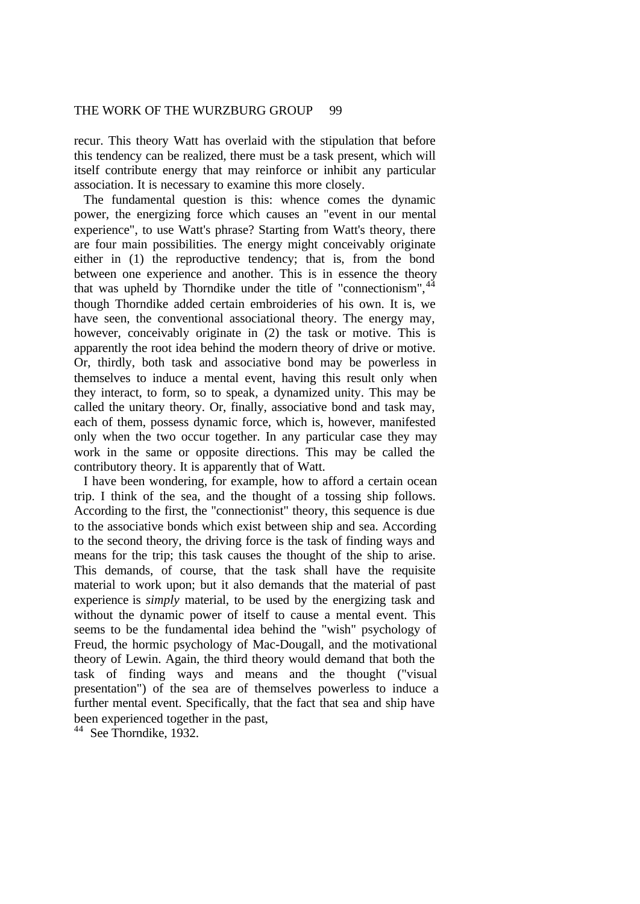recur. This theory Watt has overlaid with the stipulation that before this tendency can be realized, there must be a task present, which will itself contribute energy that may reinforce or inhibit any particular association. It is necessary to examine this more closely.

The fundamental question is this: whence comes the dynamic power, the energizing force which causes an "event in our mental experience", to use Watt's phrase? Starting from Watt's theory, there are four main possibilities. The energy might conceivably originate either in (1) the reproductive tendency; that is, from the bond between one experience and another. This is in essence the theory that was upheld by Thorndike under the title of "connectionism",[44] though Thorndike added certain embroideries of his own. It is, we have seen, the conventional associational theory. The energy may, however, conceivably originate in (2) the task or motive. This is apparently the root idea behind the modern theory of drive or motive. Or, thirdly, both task and associative bond may be powerless in themselves to induce a mental event, having this result only when they interact, to form, so to speak, a dynamized unity. This may be called the unitary theory. Or, finally, associative bond and task may, each of them, possess dynamic force, which is, however, manifested only when the two occur together. In any particular case they may work in the same or opposite directions. This may be called the contributory theory. It is apparently that of Watt.

I have been wondering, for example, how to afford a certain ocean trip. I think of the sea, and the thought of a tossing ship follows. According to the first, the "connectionist" theory, this sequence is due to the associative bonds which exist between ship and sea. According to the second theory, the driving force is the task of finding ways and means for the trip; this task causes the thought of the ship to arise. This demands, of course, that the task shall have the requisite material to work upon; but it also demands that the material of past experience is *simply* material, to be used by the energizing task and without the dynamic power of itself to cause a mental event. This seems to be the fundamental idea behind the "wish" psychology of Freud, the hormic psychology of Mac-Dougall, and the motivational theory of Lewin. Again, the third theory would demand that both the task of finding ways and means and the thought ("visual presentation") of the sea are of themselves powerless to induce a further mental event. Specifically, that the fact that sea and ship have been experienced together in the past,

[44] See Thorndike, 1932.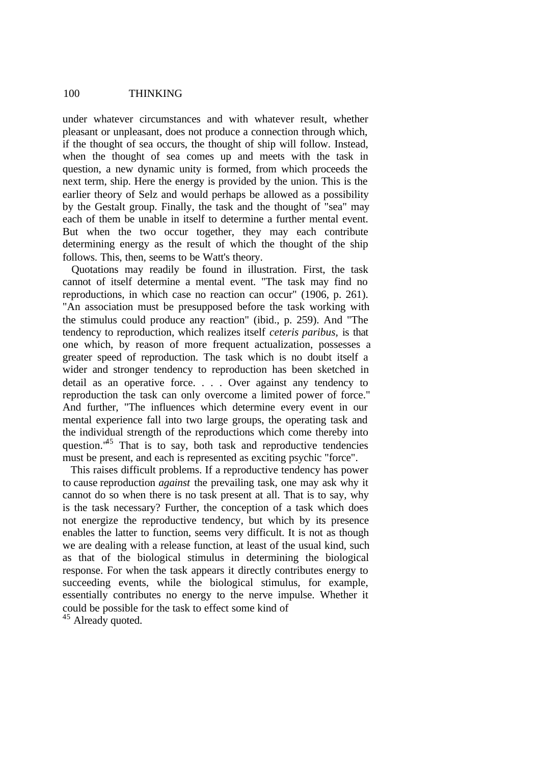under whatever circumstances and with whatever result, whether pleasant or unpleasant, does not produce a connection through which, if the thought of sea occurs, the thought of ship will follow. Instead, when the thought of sea comes up and meets with the task in question, a new dynamic unity is formed, from which proceeds the next term, ship. Here the energy is provided by the union. This is the earlier theory of Selz and would perhaps be allowed as a possibility by the Gestalt group. Finally, the task and the thought of "sea" may each of them be unable in itself to determine a further mental event. But when the two occur together, they may each contribute determining energy as the result of which the thought of the ship follows. This, then, seems to be Watt's theory.

Quotations may readily be found in illustration. First, the task cannot of itself determine a mental event. "The task may find no reproductions, in which case no reaction can occur" (1906, p. 261). "An association must be presupposed before the task working with the stimulus could produce any reaction" (ibid., p. 259). And "The tendency to reproduction, which realizes itself *ceteris paribus*, is that one which, by reason of more frequent actualization, possesses a greater speed of reproduction. The task which is no doubt itself a wider and stronger tendency to reproduction has been sketched in detail as an operative force. . . . Over against any tendency to reproduction the task can only overcome a limited power of force." And further, "The influences which determine every event in our mental experience fall into two large groups, the operating task and the individual strength of the reproductions which come thereby into question."[45] That is to say, both task and reproductive tendencies must be present, and each is represented as exciting psychic "force".

This raises difficult problems. If a reproductive tendency has power to cause reproduction *against* the prevailing task, one may ask why it cannot do so when there is no task present at all. That is to say, why is the task necessary? Further, the conception of a task which does not energize the reproductive tendency, but which by its presence enables the latter to function, seems very difficult. It is not as though we are dealing with a release function, at least of the usual kind, such as that of the biological stimulus in determining the biological response. For when the task appears it directly contributes energy to succeeding events, while the biological stimulus, for example, essentially contributes no energy to the nerve impulse. Whether it could be possible for the task to effect some kind of

[45] Already quoted.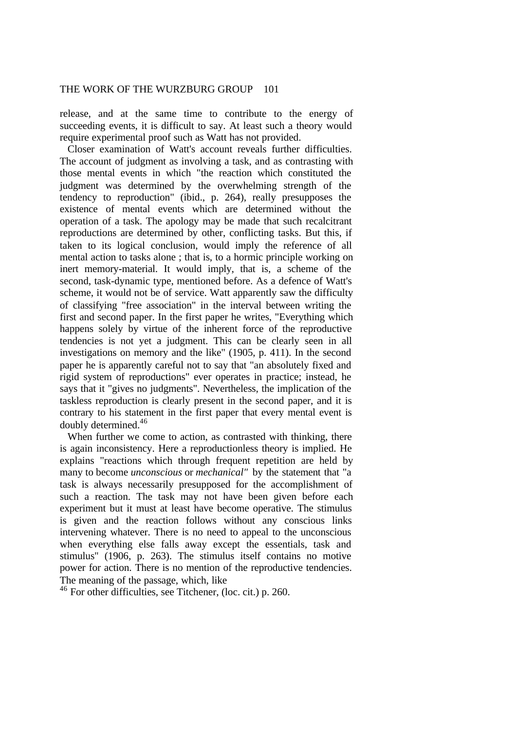release, and at the same time to contribute to the energy of succeeding events, it is difficult to say. At least such a theory would require experimental proof such as Watt has not provided.

Closer examination of Watt's account reveals further difficulties. The account of judgment as involving a task, and as contrasting with those mental events in which "the reaction which constituted the judgment was determined by the overwhelming strength of the tendency to reproduction" (ibid., p. 264), really presupposes the existence of mental events which are determined without the operation of a task. The apology may be made that such recalcitrant reproductions are determined by other, conflicting tasks. But this, if taken to its logical conclusion, would imply the reference of all mental action to tasks alone ; that is, to a hormic principle working on inert memory-material. It would imply, that is, a scheme of the second, task-dynamic type, mentioned before. As a defence of Watt's scheme, it would not be of service. Watt apparently saw the difficulty of classifying "free association" in the interval between writing the first and second paper. In the first paper he writes, "Everything which happens solely by virtue of the inherent force of the reproductive tendencies is not yet a judgment. This can be clearly seen in all investigations on memory and the like" (1905, p. 411). In the second paper he is apparently careful not to say that "an absolutely fixed and rigid system of reproductions" ever operates in practice; instead, he says that it "gives no judgments". Nevertheless, the implication of the taskless reproduction is clearly present in the second paper, and it is contrary to his statement in the first paper that every mental event is doubly determined.[46]

When further we come to action, as contrasted with thinking, there is again inconsistency. Here a reproductionless theory is implied. He explains "reactions which through frequent repetition are held by many to become *unconscious* or *mechanical"* by the statement that "a task is always necessarily presupposed for the accomplishment of such a reaction. The task may not have been given before each experiment but it must at least have become operative. The stimulus is given and the reaction follows without any conscious links intervening whatever. There is no need to appeal to the unconscious when everything else falls away except the essentials, task and stimulus" (1906, p. 263). The stimulus itself contains no motive power for action. There is no mention of the reproductive tendencies. The meaning of the passage, which, like

[46] For other difficulties, see Titchener, (loc. cit.) p. 260.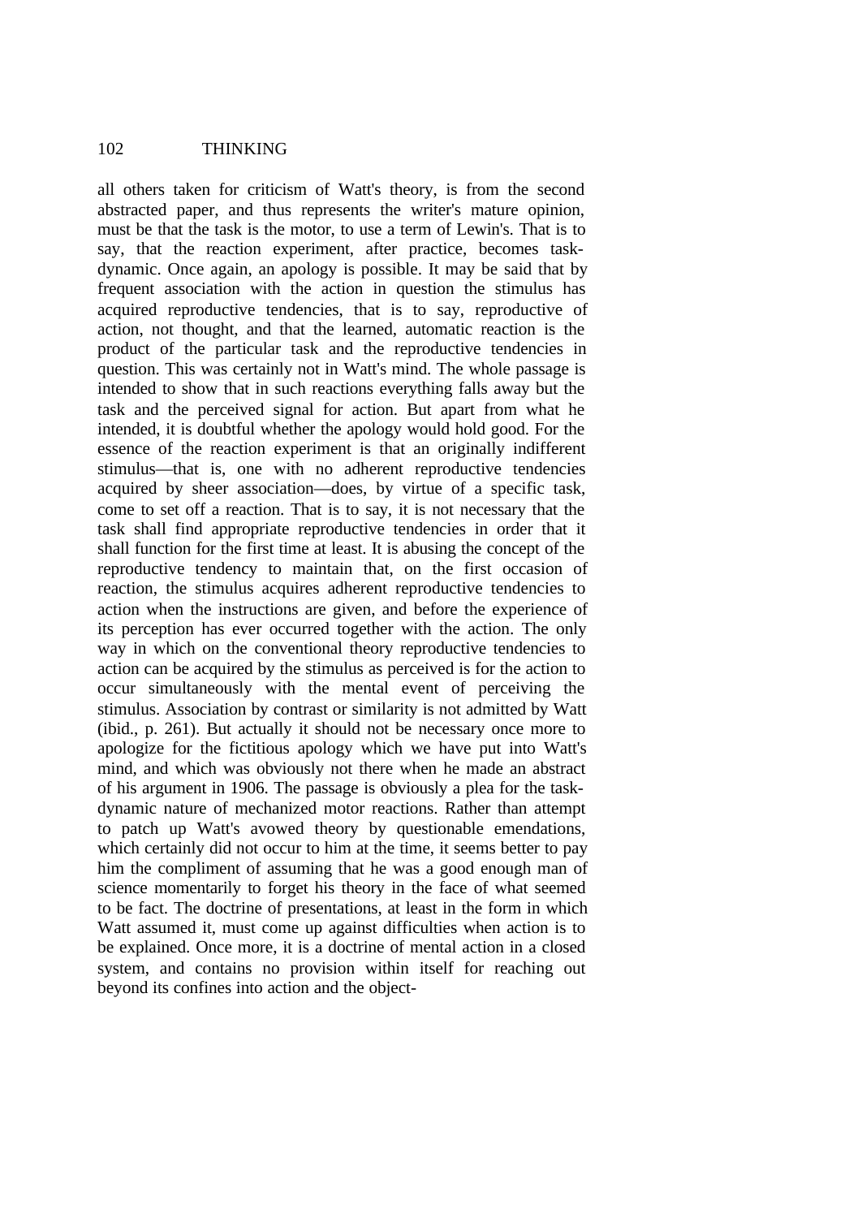all others taken for criticism of Watt's theory, is from the second abstracted paper, and thus represents the writer's mature opinion, must be that the task is the motor, to use a term of Lewin's. That is to say, that the reaction experiment, after practice, becomes task-dynamic. Once again, an apology is possible. It may be said that by frequent association with the action in question the stimulus has acquired reproductive tendencies, that is to say, reproductive of action, not thought, and that the learned, automatic reaction is the product of the particular task and the reproductive tendencies in question. This was certainly not in Watt's mind. The whole passage is intended to show that in such reactions everything falls away but the task and the perceived signal for action. But apart from what he intended, it is doubtful whether the apology would hold good. For the essence of the reaction experiment is that an originally indifferent stimulus—that is, one with no adherent reproductive tendencies acquired by sheer association—does, by virtue of a specific task, come to set off a reaction. That is to say, it is not necessary that the task shall find appropriate reproductive tendencies in order that it shall function for the first time at least. It is abusing the concept of the reproductive tendency to maintain that, on the first occasion of reaction, the stimulus acquires adherent reproductive tendencies to action when the instructions are given, and before the experience of its perception has ever occurred together with the action. The only way in which on the conventional theory reproductive tendencies to action can be acquired by the stimulus as perceived is for the action to occur simultaneously with the mental event of perceiving the stimulus. Association by contrast or similarity is not admitted by Watt (ibid., p. 261). But actually it should not be necessary once more to apologize for the fictitious apology which we have put into Watt's mind, and which was obviously not there when he made an abstract of his argument in 1906. The passage is obviously a plea for the task-dynamic nature of mechanized motor reactions. Rather than attempt to patch up Watt's avowed theory by questionable emendations, which certainly did not occur to him at the time, it seems better to pay him the compliment of assuming that he was a good enough man of science momentarily to forget his theory in the face of what seemed to be fact. The doctrine of presentations, at least in the form in which Watt assumed it, must come up against difficulties when action is to be explained. Once more, it is a doctrine of mental action in a closed system, and contains no provision within itself for reaching out beyond its confines into action and the object-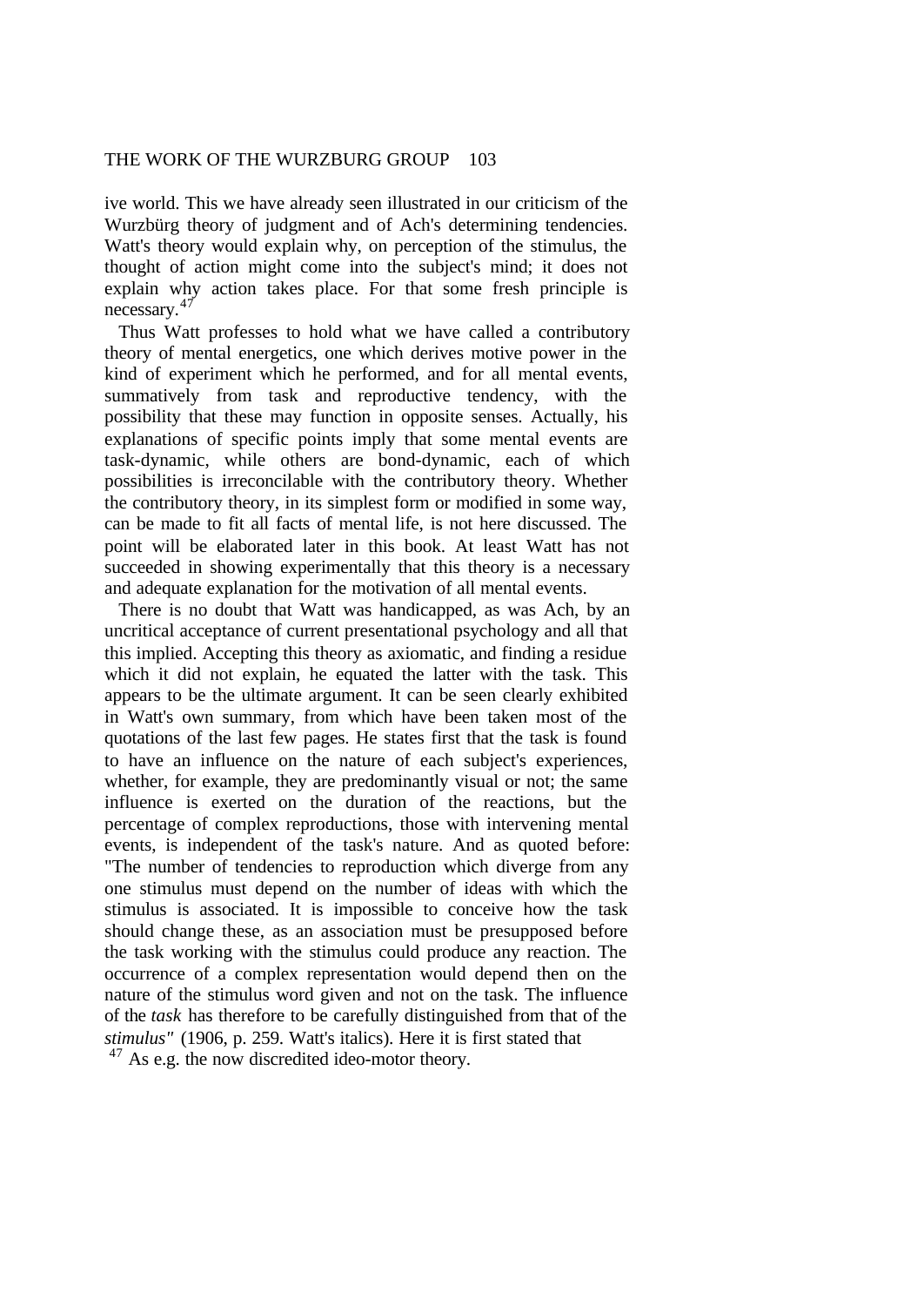ive world. This we have already seen illustrated in our criticism of the Wurzbürg theory of judgment and of Ach's determining tendencies. Watt's theory would explain why, on perception of the stimulus, the thought of action might come into the subject's mind; it does not explain why action takes place. For that some fresh principle is necessary.[47]

Thus Watt professes to hold what we have called a contributory theory of mental energetics, one which derives motive power in the kind of experiment which he performed, and for all mental events, summatively from task and reproductive tendency, with the possibility that these may function in opposite senses. Actually, his explanations of specific points imply that some mental events are task-dynamic, while others are bond-dynamic, each of which possibilities is irreconcilable with the contributory theory. Whether the contributory theory, in its simplest form or modified in some way, can be made to fit all facts of mental life, is not here discussed. The point will be elaborated later in this book. At least Watt has not succeeded in showing experimentally that this theory is a necessary and adequate explanation for the motivation of all mental events.

There is no doubt that Watt was handicapped, as was Ach, by an uncritical acceptance of current presentational psychology and all that this implied. Accepting this theory as axiomatic, and finding a residue which it did not explain, he equated the latter with the task. This appears to be the ultimate argument. It can be seen clearly exhibited in Watt's own summary, from which have been taken most of the quotations of the last few pages. He states first that the task is found to have an influence on the nature of each subject's experiences, whether, for example, they are predominantly visual or not; the same influence is exerted on the duration of the reactions, but the percentage of complex reproductions, those with intervening mental events, is independent of the task's nature. And as quoted before: "The number of tendencies to reproduction which diverge from any one stimulus must depend on the number of ideas with which the stimulus is associated. It is impossible to conceive how the task should change these, as an association must be presupposed before the task working with the stimulus could produce any reaction. The occurrence of a complex representation would depend then on the nature of the stimulus word given and not on the task. The influence of the *task* has therefore to be carefully distinguished from that of the *stimulus"* (1906, p. 259. Watt's italics). Here it is first stated that

[47] As e.g. the now discredited ideo-motor theory.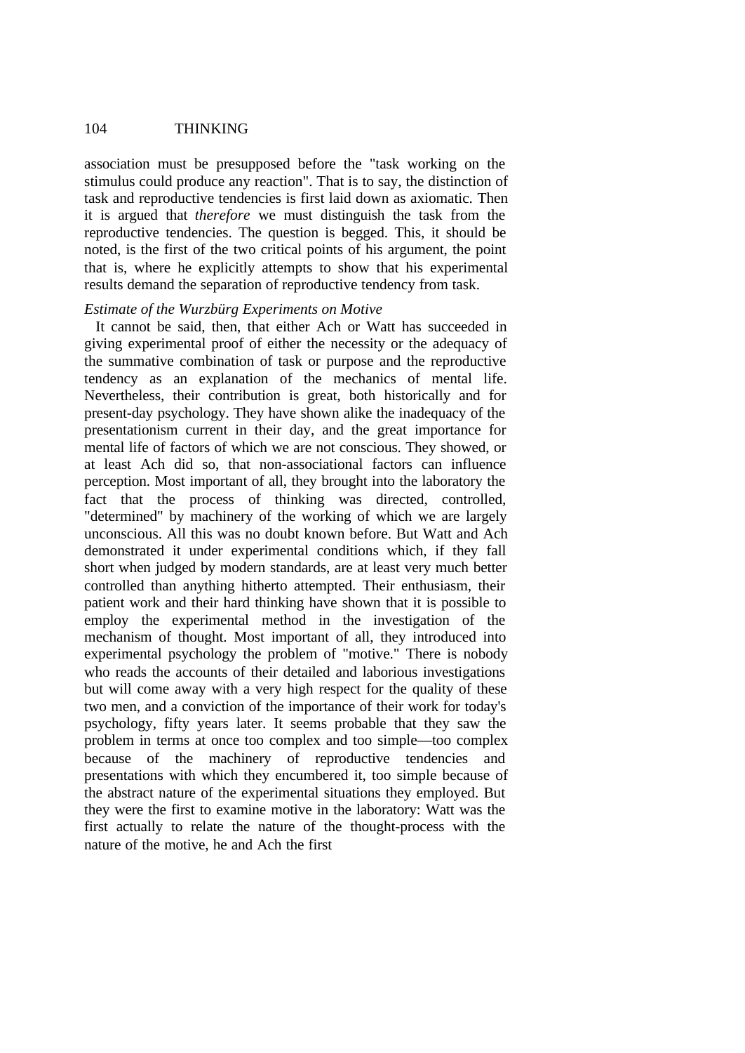association must be presupposed before the "task working on the stimulus could produce any reaction". That is to say, the distinction of task and reproductive tendencies is first laid down as axiomatic. Then it is argued that *therefore* we must distinguish the task from the reproductive tendencies. The question is begged. This, it should be noted, is the first of the two critical points of his argument, the point that is, where he explicitly attempts to show that his experimental results demand the separation of reproductive tendency from task.

### *Estimate of the Wurzbürg Experiments on Motive*

It cannot be said, then, that either Ach or Watt has succeeded in giving experimental proof of either the necessity or the adequacy of the summative combination of task or purpose and the reproductive tendency as an explanation of the mechanics of mental life. Nevertheless, their contribution is great, both historically and for present-day psychology. They have shown alike the inadequacy of the presentationism current in their day, and the great importance for mental life of factors of which we are not conscious. They showed, or at least Ach did so, that non-associational factors can influence perception. Most important of all, they brought into the laboratory the fact that the process of thinking was directed, controlled, "determined" by machinery of the working of which we are largely unconscious. All this was no doubt known before. But Watt and Ach demonstrated it under experimental conditions which, if they fall short when judged by modern standards, are at least very much better controlled than anything hitherto attempted. Their enthusiasm, their patient work and their hard thinking have shown that it is possible to employ the experimental method in the investigation of the mechanism of thought. Most important of all, they introduced into experimental psychology the problem of "motive." There is nobody who reads the accounts of their detailed and laborious investigations but will come away with a very high respect for the quality of these two men, and a conviction of the importance of their work for today's psychology, fifty years later. It seems probable that they saw the problem in terms at once too complex and too simple—too complex because of the machinery of reproductive tendencies and presentations with which they encumbered it, too simple because of the abstract nature of the experimental situations they employed. But they were the first to examine motive in the laboratory: Watt was the first actually to relate the nature of the thought-process with the nature of the motive, he and Ach the first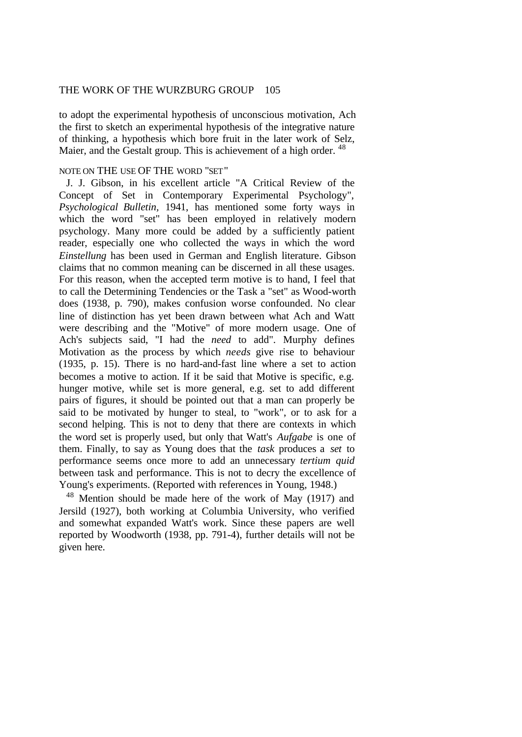to adopt the experimental hypothesis of unconscious motivation, Ach the first to sketch an experimental hypothesis of the integrative nature of thinking, a hypothesis which bore fruit in the later work of Selz, Maier, and the Gestalt group. This is achievement of a high order. [48]

## NOTE ON THE USE OF THE WORD "SET"

J. J. Gibson, in his excellent article "A Critical Review of the Concept of Set in Contemporary Experimental Psychology", *Psychological Bulletin,* 1941, has mentioned some forty ways in which the word "set" has been employed in relatively modern psychology. Many more could be added by a sufficiently patient reader, especially one who collected the ways in which the word *Einstellung* has been used in German and English literature. Gibson claims that no common meaning can be discerned in all these usages. For this reason, when the accepted term motive is to hand, I feel that to call the Determining Tendencies or the Task a "set" as Wood-worth does (1938, p. 790), makes confusion worse confounded. No clear line of distinction has yet been drawn between what Ach and Watt were describing and the "Motive" of more modern usage. One of Ach's subjects said, "I had the *need* to add". Murphy defines Motivation as the process by which *needs* give rise to behaviour (1935, p. 15). There is no hard-and-fast line where a set to action becomes a motive to action. If it be said that Motive is specific, e.g. hunger motive, while set is more general, e.g. set to add different pairs of figures, it should be pointed out that a man can properly be said to be motivated by hunger to steal, to "work", or to ask for a second helping. This is not to deny that there are contexts in which the word set is properly used, but only that Watt's *Aufgabe* is one of them. Finally, to say as Young does that the *task* produces a *set* to performance seems once more to add an unnecessary *tertium quid* between task and performance. This is not to decry the excellence of Young's experiments. (Reported with references in Young, 1948.)

[48] Mention should be made here of the work of May (1917) and Jersild (1927), both working at Columbia University, who verified and somewhat expanded Watt's work. Since these papers are well reported by Woodworth (1938, pp. 791-4), further details will not be given here.